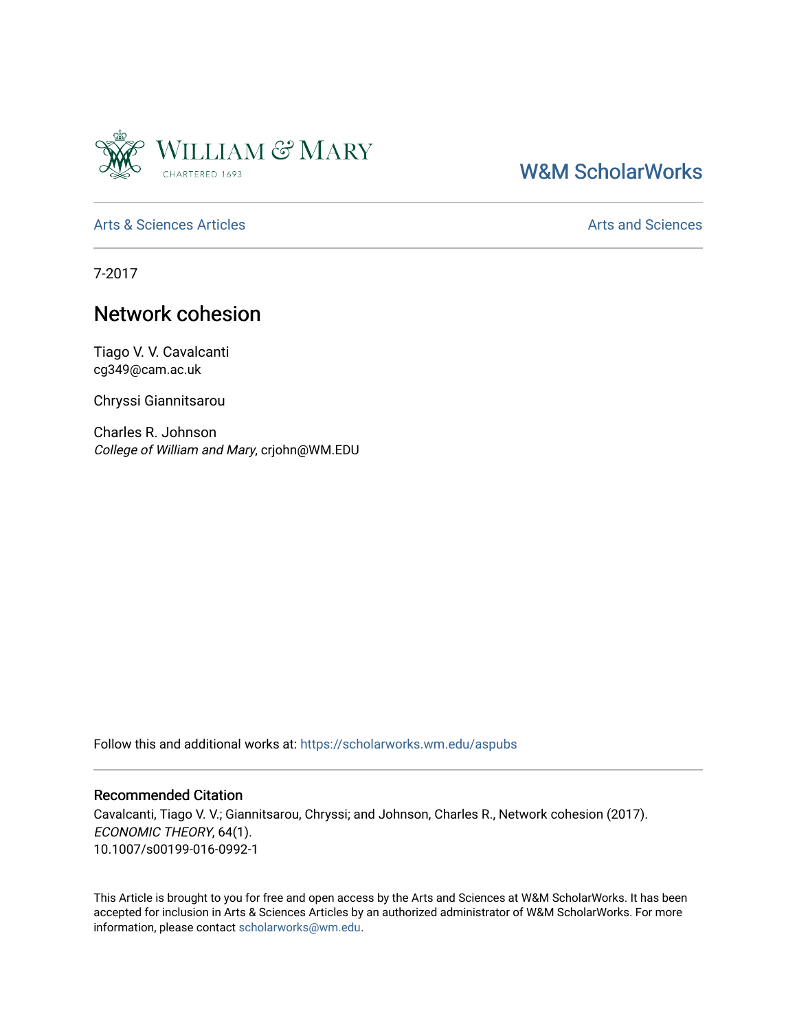William & Mary
CHARTERED 1693

W&M ScholarWorks

Arts & Sciences Articles | Arts and Sciences

7-2017

# Network cohesion

Tiago V. V. Cavalcanti
cg349@cam.ac.uk

Chryssi Giannitsarou

Charles R. Johnson
*College of William and Mary*, crjohn@WM.EDU

Follow this and additional works at: https://scholarworks.wm.edu/aspubs

## Recommended Citation

Cavalcanti, Tiago V. V.; Giannitsarou, Chryssi; and Johnson, Charles R., Network cohesion (2017). *ECONOMIC THEORY*, 64(1).
10.1007/s00199-016-0992-1

This Article is brought to you for free and open access by the Arts and Sciences at W&M ScholarWorks. It has been accepted for inclusion in Arts & Sciences Articles by an authorized administrator of W&M ScholarWorks. For more information, please contact scholarworks@wm.edu.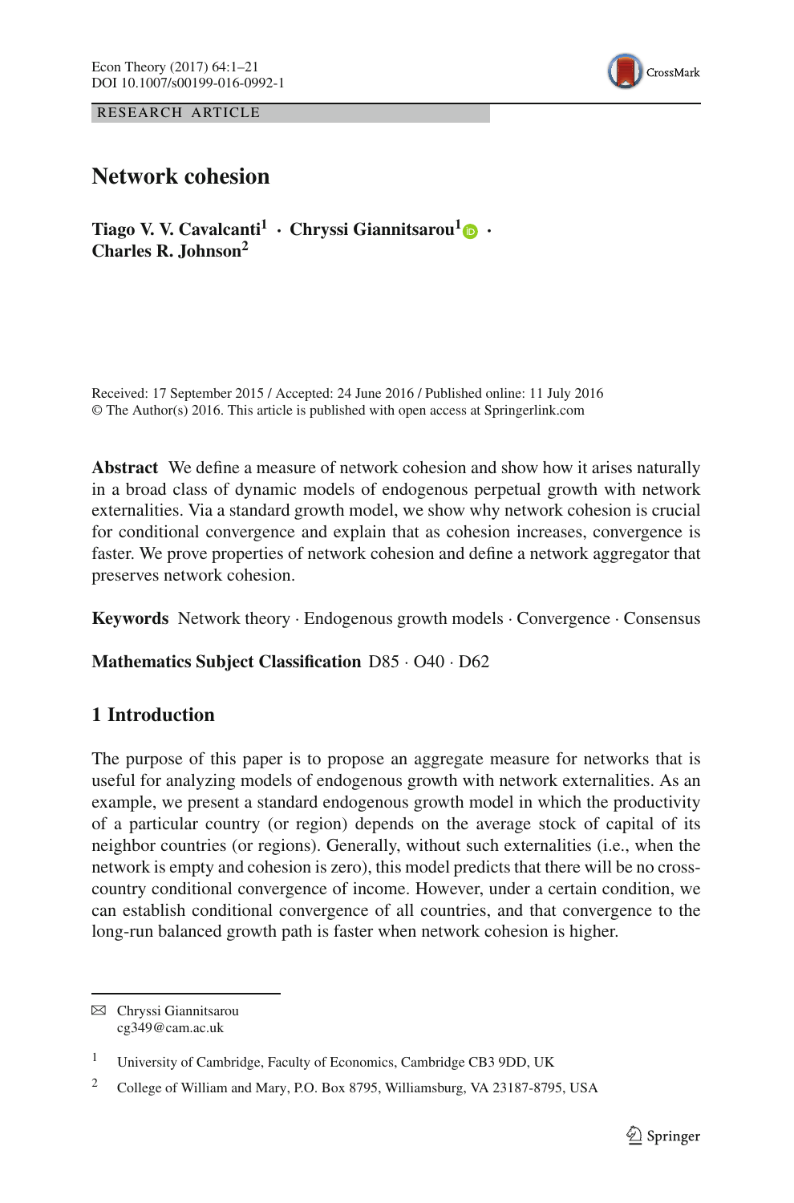# Network cohesion

**Tiago V. V. Cavalcanti[1] · Chryssi Giannitsarou[1] · Charles R. Johnson[2]**

Received: 17 September 2015 / Accepted: 24 June 2016 / Published online: 11 July 2016
© The Author(s) 2016. This article is published with open access at Springerlink.com

**Abstract** We define a measure of network cohesion and show how it arises naturally in a broad class of dynamic models of endogenous perpetual growth with network externalities. Via a standard growth model, we show why network cohesion is crucial for conditional convergence and explain that as cohesion increases, convergence is faster. We prove properties of network cohesion and define a network aggregator that preserves network cohesion.

**Keywords** Network theory · Endogenous growth models · Convergence · Consensus

**Mathematics Subject Classification** D85 · O40 · D62

## 1 Introduction

The purpose of this paper is to propose an aggregate measure for networks that is useful for analyzing models of endogenous growth with network externalities. As an example, we present a standard endogenous growth model in which the productivity of a particular country (or region) depends on the average stock of capital of its neighbor countries (or regions). Generally, without such externalities (i.e., when the network is empty and cohesion is zero), this model predicts that there will be no cross-country conditional convergence of income. However, under a certain condition, we can establish conditional convergence of all countries, and that convergence to the long-run balanced growth path is faster when network cohesion is higher.

---

✉ Chryssi Giannitsarou
cg349@cam.ac.uk

[1] University of Cambridge, Faculty of Economics, Cambridge CB3 9DD, UK

[2] College of William and Mary, P.O. Box 8795, Williamsburg, VA 23187-8795, USA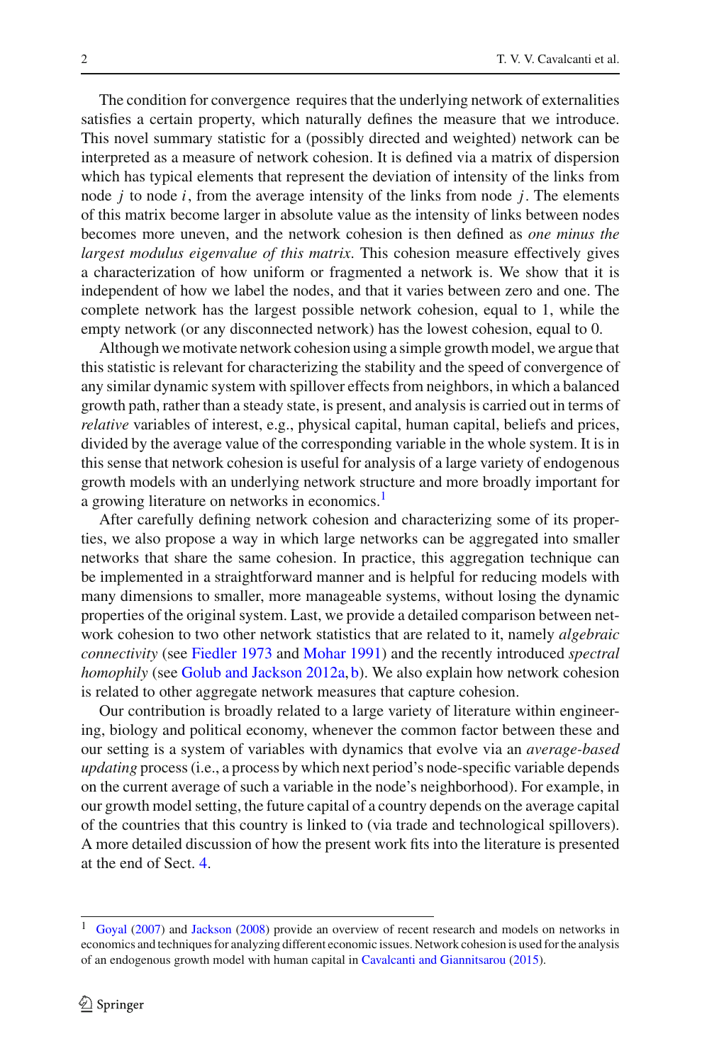The condition for convergence requires that the underlying network of externalities satisfies a certain property, which naturally defines the measure that we introduce. This novel summary statistic for a (possibly directed and weighted) network can be interpreted as a measure of network cohesion. It is defined via a matrix of dispersion which has typical elements that represent the deviation of intensity of the links from node $j$ to node $i$, from the average intensity of the links from node $j$. The elements of this matrix become larger in absolute value as the intensity of links between nodes becomes more uneven, and the network cohesion is then defined as *one minus the largest modulus eigenvalue of this matrix*. This cohesion measure effectively gives a characterization of how uniform or fragmented a network is. We show that it is independent of how we label the nodes, and that it varies between zero and one. The complete network has the largest possible network cohesion, equal to 1, while the empty network (or any disconnected network) has the lowest cohesion, equal to 0.

Although we motivate network cohesion using a simple growth model, we argue that this statistic is relevant for characterizing the stability and the speed of convergence of any similar dynamic system with spillover effects from neighbors, in which a balanced growth path, rather than a steady state, is present, and analysis is carried out in terms of *relative* variables of interest, e.g., physical capital, human capital, beliefs and prices, divided by the average value of the corresponding variable in the whole system. It is in this sense that network cohesion is useful for analysis of a large variety of endogenous growth models with an underlying network structure and more broadly important for a growing literature on networks in economics.[1]

After carefully defining network cohesion and characterizing some of its properties, we also propose a way in which large networks can be aggregated into smaller networks that share the same cohesion. In practice, this aggregation technique can be implemented in a straightforward manner and is helpful for reducing models with many dimensions to smaller, more manageable systems, without losing the dynamic properties of the original system. Last, we provide a detailed comparison between network cohesion to two other network statistics that are related to it, namely *algebraic connectivity* (see Fiedler 1973 and Mohar 1991) and the recently introduced *spectral homophily* (see Golub and Jackson 2012a, b). We also explain how network cohesion is related to other aggregate network measures that capture cohesion.

Our contribution is broadly related to a large variety of literature within engineering, biology and political economy, whenever the common factor between these and our setting is a system of variables with dynamics that evolve via an *average-based updating* process (i.e., a process by which next period's node-specific variable depends on the current average of such a variable in the node's neighborhood). For example, in our growth model setting, the future capital of a country depends on the average capital of the countries that this country is linked to (via trade and technological spillovers). A more detailed discussion of how the present work fits into the literature is presented at the end of Sect. 4.

[1] Goyal (2007) and Jackson (2008) provide an overview of recent research and models on networks in economics and techniques for analyzing different economic issues. Network cohesion is used for the analysis of an endogenous growth model with human capital in Cavalcanti and Giannitsarou (2015).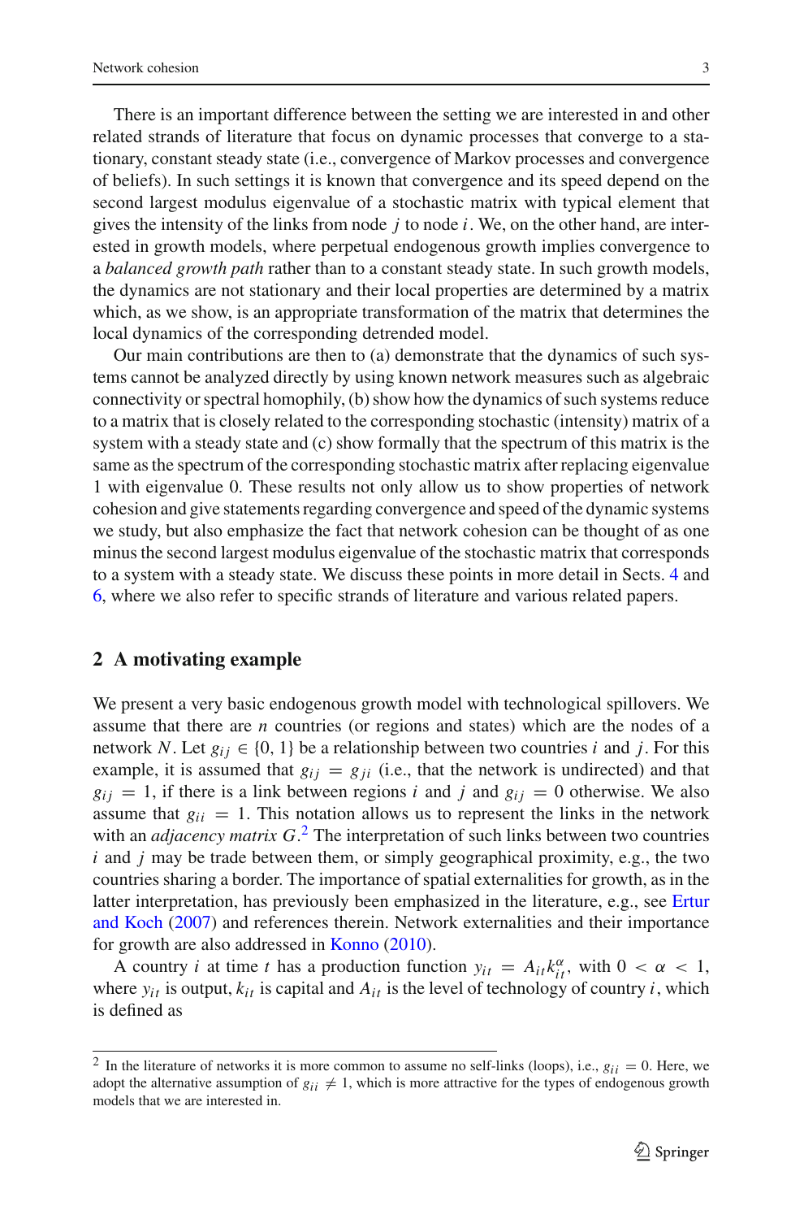There is an important difference between the setting we are interested in and other related strands of literature that focus on dynamic processes that converge to a stationary, constant steady state (i.e., convergence of Markov processes and convergence of beliefs). In such settings it is known that convergence and its speed depend on the second largest modulus eigenvalue of a stochastic matrix with typical element that gives the intensity of the links from node $j$ to node $i$. We, on the other hand, are interested in growth models, where perpetual endogenous growth implies convergence to a *balanced growth path* rather than to a constant steady state. In such growth models, the dynamics are not stationary and their local properties are determined by a matrix which, as we show, is an appropriate transformation of the matrix that determines the local dynamics of the corresponding detrended model.

Our main contributions are then to (a) demonstrate that the dynamics of such systems cannot be analyzed directly by using known network measures such as algebraic connectivity or spectral homophily, (b) show how the dynamics of such systems reduce to a matrix that is closely related to the corresponding stochastic (intensity) matrix of a system with a steady state and (c) show formally that the spectrum of this matrix is the same as the spectrum of the corresponding stochastic matrix after replacing eigenvalue 1 with eigenvalue 0. These results not only allow us to show properties of network cohesion and give statements regarding convergence and speed of the dynamic systems we study, but also emphasize the fact that network cohesion can be thought of as one minus the second largest modulus eigenvalue of the stochastic matrix that corresponds to a system with a steady state. We discuss these points in more detail in Sects. 4 and 6, where we also refer to specific strands of literature and various related papers.

## 2 A motivating example

We present a very basic endogenous growth model with technological spillovers. We assume that there are $n$ countries (or regions and states) which are the nodes of a network $N$. Let $g_{ij} \in \{0, 1\}$ be a relationship between two countries $i$ and $j$. For this example, it is assumed that $g_{ij} = g_{ji}$ (i.e., that the network is undirected) and that $g_{ij} = 1$, if there is a link between regions $i$ and $j$ and $g_{ij} = 0$ otherwise. We also assume that $g_{ii} = 1$. This notation allows us to represent the links in the network with an *adjacency matrix* $G$.[2] The interpretation of such links between two countries $i$ and $j$ may be trade between them, or simply geographical proximity, e.g., the two countries sharing a border. The importance of spatial externalities for growth, as in the latter interpretation, has previously been emphasized in the literature, e.g., see Ertur and Koch (2007) and references therein. Network externalities and their importance for growth are also addressed in Konno (2010).

A country $i$ at time $t$ has a production function $y_{it} = A_{it} k_{it}^{\alpha}$, with $0 < \alpha < 1$, where $y_{it}$ is output, $k_{it}$ is capital and $A_{it}$ is the level of technology of country $i$, which is defined as

[2] In the literature of networks it is more common to assume no self-links (loops), i.e., $g_{ii} = 0$. Here, we adopt the alternative assumption of $g_{ii} \neq 1$, which is more attractive for the types of endogenous growth models that we are interested in.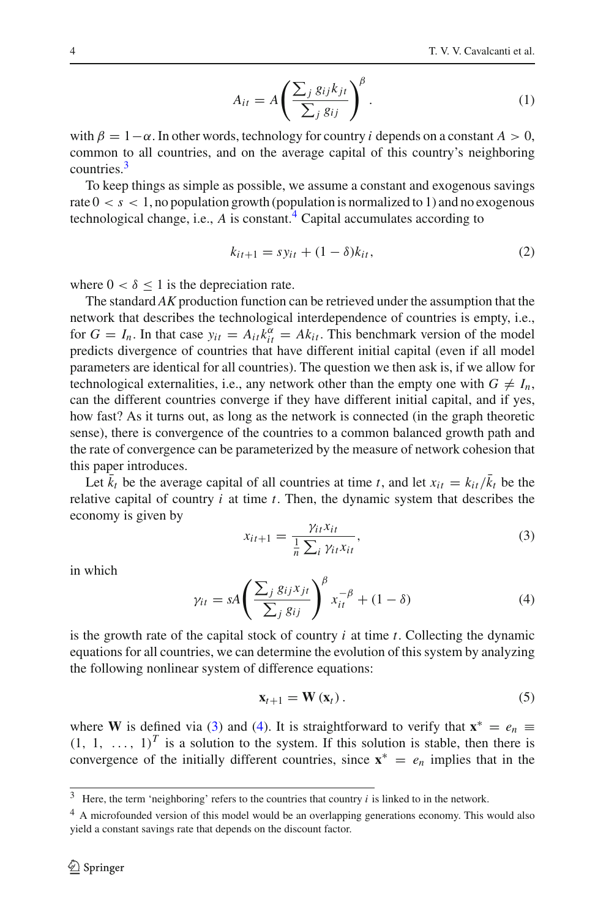$$A_{it} = A\left(\frac{\sum_j g_{ij}k_{jt}}{\sum_j g_{ij}}\right)^{\beta}. \tag{1}$$

with $\beta = 1-\alpha$. In other words, technology for country $i$ depends on a constant $A > 0$, common to all countries, and on the average capital of this country's neighboring countries.[3]

To keep things as simple as possible, we assume a constant and exogenous savings rate $0 < s < 1$, no population growth (population is normalized to 1) and no exogenous technological change, i.e., $A$ is constant.[4] Capital accumulates according to

$$k_{it+1} = sy_{it} + (1-\delta)k_{it}, \tag{2}$$

where $0 < \delta \leq 1$ is the depreciation rate.

The standard *AK* production function can be retrieved under the assumption that the network that describes the technological interdependence of countries is empty, i.e., for $G = I_n$. In that case $y_{it} = A_{it}k_{it}^{\alpha} = Ak_{it}$. This benchmark version of the model predicts divergence of countries that have different initial capital (even if all model parameters are identical for all countries). The question we then ask is, if we allow for technological externalities, i.e., any network other than the empty one with $G \neq I_n$, can the different countries converge if they have different initial capital, and if yes, how fast? As it turns out, as long as the network is connected (in the graph theoretic sense), there is convergence of the countries to a common balanced growth path and the rate of convergence can be parameterized by the measure of network cohesion that this paper introduces.

Let $\bar{k}_t$ be the average capital of all countries at time $t$, and let $x_{it} = k_{it}/\bar{k}_t$ be the relative capital of country $i$ at time $t$. Then, the dynamic system that describes the economy is given by

$$x_{it+1} = \frac{\gamma_{it}x_{it}}{\frac{1}{n}\sum_i \gamma_{it}x_{it}}, \tag{3}$$

in which

$$\gamma_{it} = sA\left(\frac{\sum_j g_{ij}x_{jt}}{\sum_j g_{ij}}\right)^{\beta} x_{it}^{-\beta} + (1-\delta) \tag{4}$$

is the growth rate of the capital stock of country $i$ at time $t$. Collecting the dynamic equations for all countries, we can determine the evolution of this system by analyzing the following nonlinear system of difference equations:

$$\mathbf{x}_{t+1} = \mathbf{W}(\mathbf{x}_t). \tag{5}$$

where $\mathbf{W}$ is defined via (3) and (4). It is straightforward to verify that $\mathbf{x}^* = e_n \equiv (1,\ 1,\ \ldots,\ 1)^T$ is a solution to the system. If this solution is stable, then there is convergence of the initially different countries, since $\mathbf{x}^* = e_n$ implies that in the

---

[3] Here, the term 'neighboring' refers to the countries that country $i$ is linked to in the network.

[4] A microfounded version of this model would be an overlapping generations economy. This would also yield a constant savings rate that depends on the discount factor.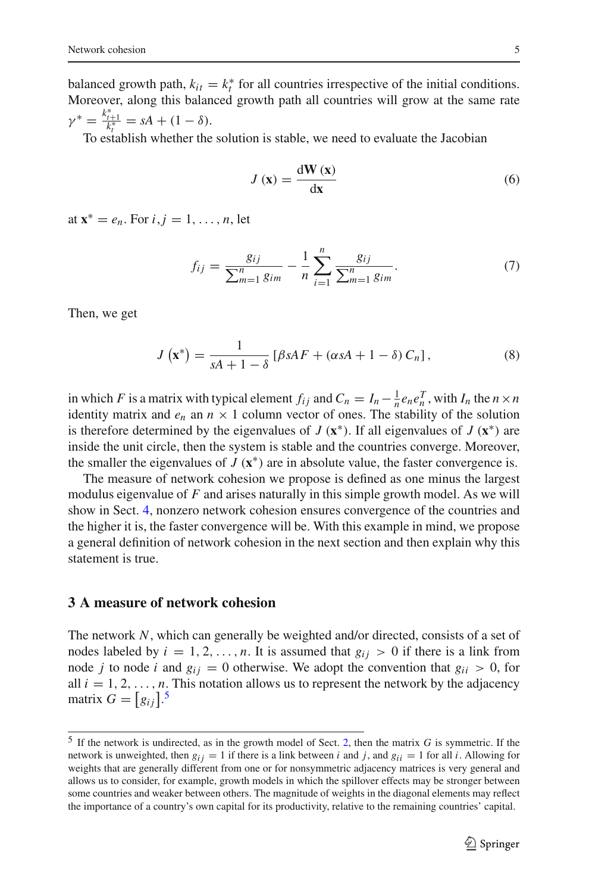balanced growth path, $k_{it} = k_t^*$ for all countries irrespective of the initial conditions. Moreover, along this balanced growth path all countries will grow at the same rate $\gamma^* = \frac{k_{t+1}^*}{k_t^*} = sA + (1 - \delta)$.

To establish whether the solution is stable, we need to evaluate the Jacobian

$$J(\mathbf{x}) = \frac{\mathrm{d}\mathbf{W}(\mathbf{x})}{\mathrm{d}\mathbf{x}} \tag{6}$$

at $\mathbf{x}^* = e_n$. For $i, j = 1, \ldots, n$, let

$$f_{ij} = \frac{g_{ij}}{\sum_{m=1}^{n} g_{im}} - \frac{1}{n} \sum_{i=1}^{n} \frac{g_{ij}}{\sum_{m=1}^{n} g_{im}}. \tag{7}$$

Then, we get

$$J\left(\mathbf{x}^*\right) = \frac{1}{sA + 1 - \delta} \left[\beta s A F + (\alpha s A + 1 - \delta) C_n\right], \tag{8}$$

in which $F$ is a matrix with typical element $f_{ij}$ and $C_n = I_n - \frac{1}{n} e_n e_n^T$, with $I_n$ the $n \times n$ identity matrix and $e_n$ an $n \times 1$ column vector of ones. The stability of the solution is therefore determined by the eigenvalues of $J\left(\mathbf{x}^*\right)$. If all eigenvalues of $J\left(\mathbf{x}^*\right)$ are inside the unit circle, then the system is stable and the countries converge. Moreover, the smaller the eigenvalues of $J\left(\mathbf{x}^*\right)$ are in absolute value, the faster convergence is.

The measure of network cohesion we propose is defined as one minus the largest modulus eigenvalue of $F$ and arises naturally in this simple growth model. As we will show in Sect. 4, nonzero network cohesion ensures convergence of the countries and the higher it is, the faster convergence will be. With this example in mind, we propose a general definition of network cohesion in the next section and then explain why this statement is true.

## 3 A measure of network cohesion

The network $N$, which can generally be weighted and/or directed, consists of a set of nodes labeled by $i = 1, 2, \ldots, n$. It is assumed that $g_{ij} > 0$ if there is a link from node $j$ to node $i$ and $g_{ij} = 0$ otherwise. We adopt the convention that $g_{ii} > 0$, for all $i = 1, 2, \ldots, n$. This notation allows us to represent the network by the adjacency matrix $G = \left[g_{ij}\right]$.[5]

---

[5] If the network is undirected, as in the growth model of Sect. 2, then the matrix $G$ is symmetric. If the network is unweighted, then $g_{ij} = 1$ if there is a link between $i$ and $j$, and $g_{ii} = 1$ for all $i$. Allowing for weights that are generally different from one or for nonsymmetric adjacency matrices is very general and allows us to consider, for example, growth models in which the spillover effects may be stronger between some countries and weaker between others. The magnitude of weights in the diagonal elements may reflect the importance of a country's own capital for its productivity, relative to the remaining countries' capital.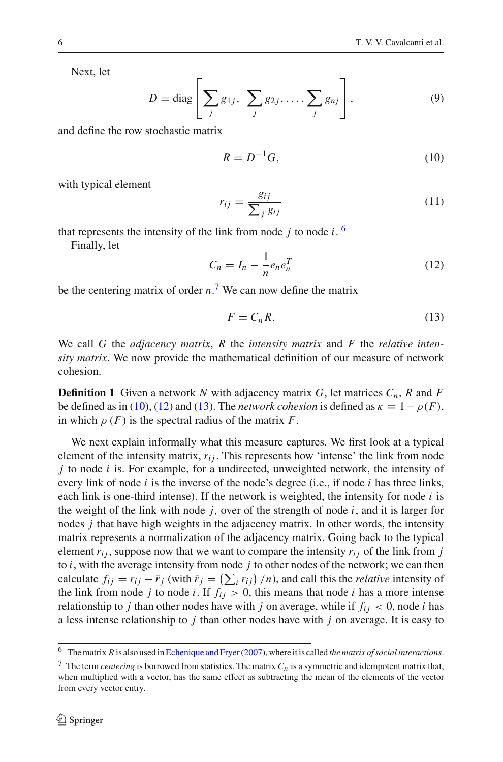Next, let

$$D = \text{diag}\left[\sum_j g_{1j}, \sum_j g_{2j}, \ldots, \sum_j g_{nj}\right], \tag{9}$$

and define the row stochastic matrix

$$R = D^{-1}G, \tag{10}$$

with typical element

$$r_{ij} = \frac{g_{ij}}{\sum_j g_{ij}} \tag{11}$$

that represents the intensity of the link from node $j$ to node $i$. [6]

Finally, let

$$C_n = I_n - \frac{1}{n} e_n e_n^T \tag{12}$$

be the centering matrix of order $n$. [7] We can now define the matrix

$$F = C_n R. \tag{13}$$

We call $G$ the *adjacency matrix*, $R$ the *intensity matrix* and $F$ the *relative intensity matrix*. We now provide the mathematical definition of our measure of network cohesion.

**Definition 1** Given a network $N$ with adjacency matrix $G$, let matrices $C_n$, $R$ and $F$ be defined as in (10), (12) and (13). The *network cohesion* is defined as $\kappa \equiv 1 - \rho(F)$, in which $\rho(F)$ is the spectral radius of the matrix $F$.

We next explain informally what this measure captures. We first look at a typical element of the intensity matrix, $r_{ij}$. This represents how 'intense' the link from node $j$ to node $i$ is. For example, for a undirected, unweighted network, the intensity of every link of node $i$ is the inverse of the node's degree (i.e., if node $i$ has three links, each link is one-third intense). If the network is weighted, the intensity for node $i$ is the weight of the link with node $j$, over of the strength of node $i$, and it is larger for nodes $j$ that have high weights in the adjacency matrix. In other words, the intensity matrix represents a normalization of the adjacency matrix. Going back to the typical element $r_{ij}$, suppose now that we want to compare the intensity $r_{ij}$ of the link from $j$ to $i$, with the average intensity from node $j$ to other nodes of the network; we can then calculate $f_{ij} = r_{ij} - \bar{r}_j$ (with $\bar{r}_j = \left(\sum_i r_{ij}\right)/n$), and call this the *relative* intensity of the link from node $j$ to node $i$. If $f_{ij} > 0$, this means that node $i$ has a more intense relationship to $j$ than other nodes have with $j$ on average, while if $f_{ij} < 0$, node $i$ has a less intense relationship to $j$ than other nodes have with $j$ on average. It is easy to

---

[6] The matrix $R$ is also used in Echenique and Fryer (2007), where it is called *the matrix of social interactions*.

[7] The term *centering* is borrowed from statistics. The matrix $C_n$ is a symmetric and idempotent matrix that, when multiplied with a vector, has the same effect as subtracting the mean of the elements of the vector from every vector entry.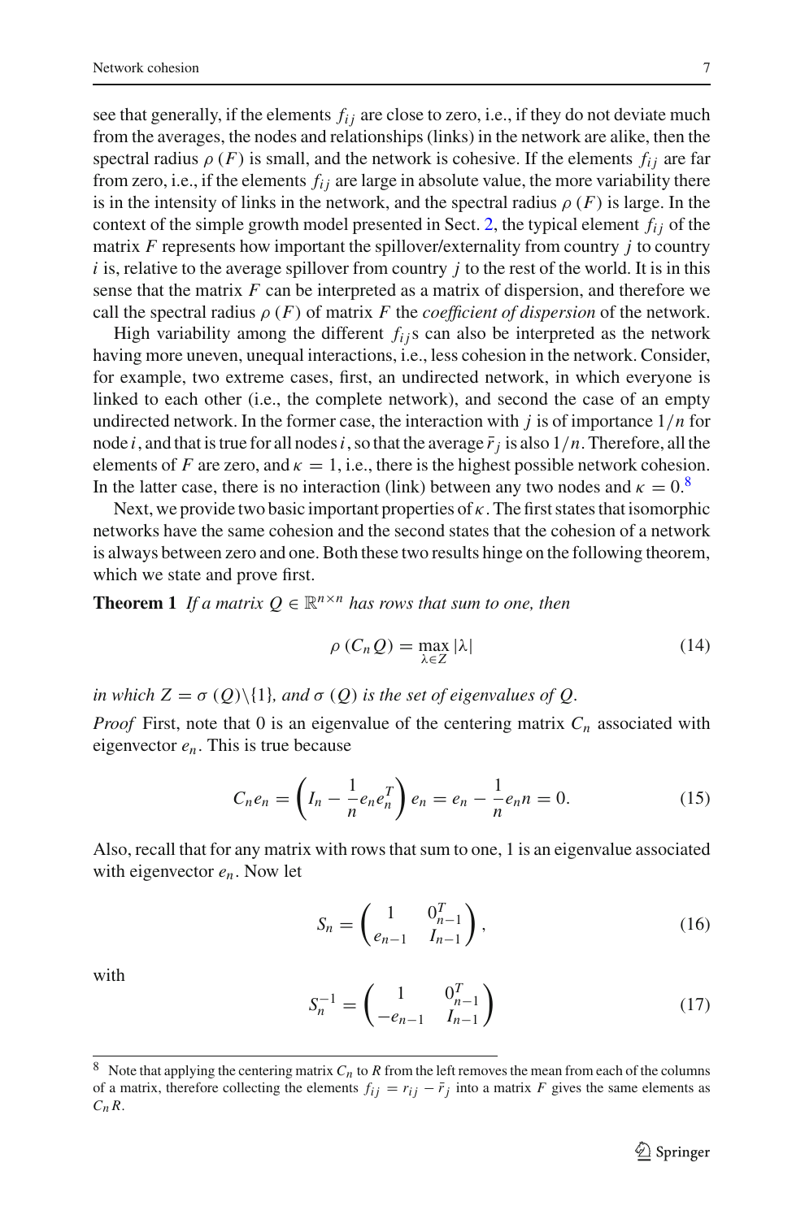see that generally, if the elements $f_{ij}$ are close to zero, i.e., if they do not deviate much from the averages, the nodes and relationships (links) in the network are alike, then the spectral radius $\rho(F)$ is small, and the network is cohesive. If the elements $f_{ij}$ are far from zero, i.e., if the elements $f_{ij}$ are large in absolute value, the more variability there is in the intensity of links in the network, and the spectral radius $\rho(F)$ is large. In the context of the simple growth model presented in Sect. 2, the typical element $f_{ij}$ of the matrix $F$ represents how important the spillover/externality from country $j$ to country $i$ is, relative to the average spillover from country $j$ to the rest of the world. It is in this sense that the matrix $F$ can be interpreted as a matrix of dispersion, and therefore we call the spectral radius $\rho(F)$ of matrix $F$ the *coefficient of dispersion* of the network.

High variability among the different $f_{ij}$s can also be interpreted as the network having more uneven, unequal interactions, i.e., less cohesion in the network. Consider, for example, two extreme cases, first, an undirected network, in which everyone is linked to each other (i.e., the complete network), and second the case of an empty undirected network. In the former case, the interaction with $j$ is of importance $1/n$ for node $i$, and that is true for all nodes $i$, so that the average $\bar{r}_j$ is also $1/n$. Therefore, all the elements of $F$ are zero, and $\kappa = 1$, i.e., there is the highest possible network cohesion. In the latter case, there is no interaction (link) between any two nodes and $\kappa = 0$.[8]

Next, we provide two basic important properties of $\kappa$. The first states that isomorphic networks have the same cohesion and the second states that the cohesion of a network is always between zero and one. Both these two results hinge on the following theorem, which we state and prove first.

**Theorem 1** *If a matrix $Q \in \mathbb{R}^{n\times n}$ has rows that sum to one, then*

$$\rho(C_n Q) = \max_{\lambda \in Z} |\lambda| \tag{14}$$

*in which $Z = \sigma(Q)\backslash\{1\}$, and $\sigma(Q)$ is the set of eigenvalues of $Q$.*

*Proof* First, note that 0 is an eigenvalue of the centering matrix $C_n$ associated with eigenvector $e_n$. This is true because

$$C_n e_n = \left(I_n - \frac{1}{n} e_n e_n^T\right) e_n = e_n - \frac{1}{n} e_n n = 0. \tag{15}$$

Also, recall that for any matrix with rows that sum to one, 1 is an eigenvalue associated with eigenvector $e_n$. Now let

$$S_n = \begin{pmatrix} 1 & 0_{n-1}^T \\ e_{n-1} & I_{n-1} \end{pmatrix}, \tag{16}$$

with

$$S_n^{-1} = \begin{pmatrix} 1 & 0_{n-1}^T \\ -e_{n-1} & I_{n-1} \end{pmatrix} \tag{17}$$

[8] Note that applying the centering matrix $C_n$ to $R$ from the left removes the mean from each of the columns of a matrix, therefore collecting the elements $f_{ij} = r_{ij} - \bar{r}_j$ into a matrix $F$ gives the same elements as $C_n R$.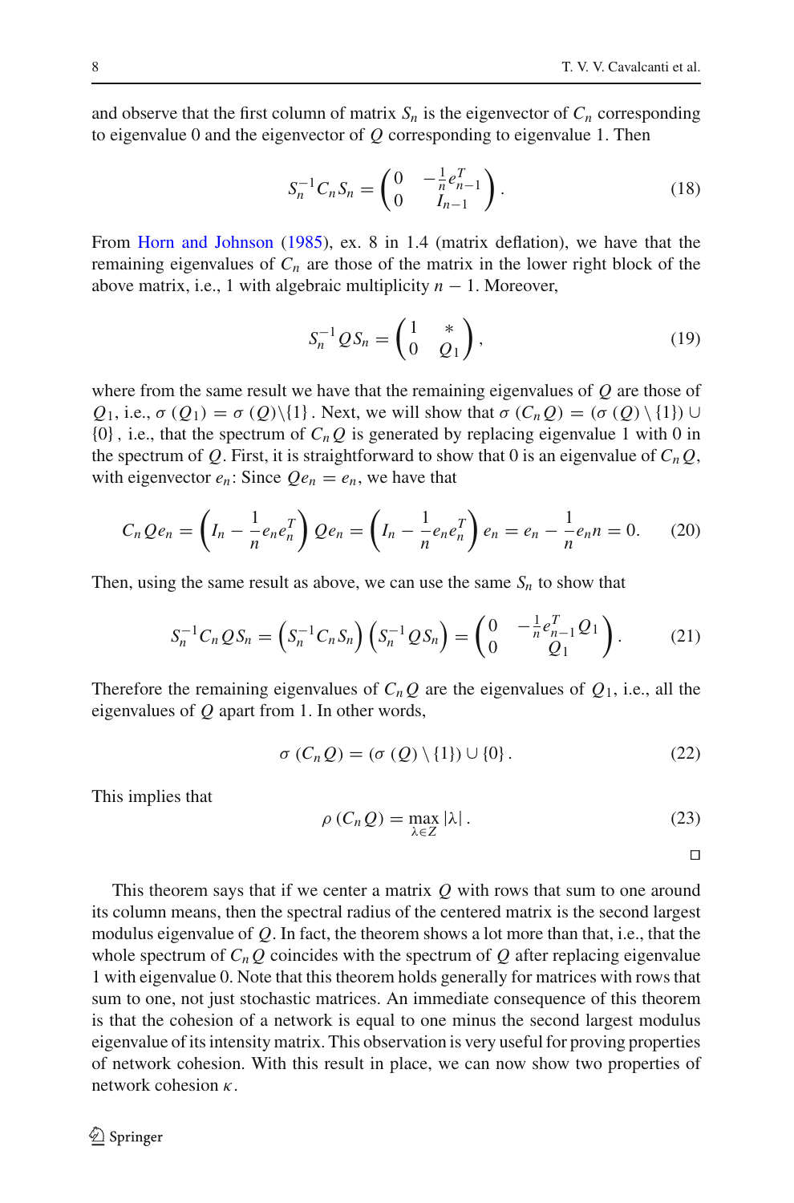and observe that the first column of matrix $S_n$ is the eigenvector of $C_n$ corresponding to eigenvalue 0 and the eigenvector of $Q$ corresponding to eigenvalue 1. Then

$$S_n^{-1} C_n S_n = \begin{pmatrix} 0 & -\frac{1}{n} e_{n-1}^T \\ 0 & I_{n-1} \end{pmatrix}. \tag{18}$$

From Horn and Johnson (1985), ex. 8 in 1.4 (matrix deflation), we have that the remaining eigenvalues of $C_n$ are those of the matrix in the lower right block of the above matrix, i.e., 1 with algebraic multiplicity $n-1$. Moreover,

$$S_n^{-1} Q S_n = \begin{pmatrix} 1 & * \\ 0 & Q_1 \end{pmatrix}, \tag{19}$$

where from the same result we have that the remaining eigenvalues of $Q$ are those of $Q_1$, i.e., $\sigma(Q_1) = \sigma(Q) \backslash \{1\}$. Next, we will show that $\sigma(C_n Q) = (\sigma(Q) \setminus \{1\}) \cup \{0\}$, i.e., that the spectrum of $C_n Q$ is generated by replacing eigenvalue 1 with 0 in the spectrum of $Q$. First, it is straightforward to show that 0 is an eigenvalue of $C_n Q$, with eigenvector $e_n$: Since $Q e_n = e_n$, we have that

$$C_n Q e_n = \left( I_n - \frac{1}{n} e_n e_n^T \right) Q e_n = \left( I_n - \frac{1}{n} e_n e_n^T \right) e_n = e_n - \frac{1}{n} e_n n = 0. \tag{20}$$

Then, using the same result as above, we can use the same $S_n$ to show that

$$S_n^{-1} C_n Q S_n = \left( S_n^{-1} C_n S_n \right) \left( S_n^{-1} Q S_n \right) = \begin{pmatrix} 0 & -\frac{1}{n} e_{n-1}^T Q_1 \\ 0 & Q_1 \end{pmatrix}. \tag{21}$$

Therefore the remaining eigenvalues of $C_n Q$ are the eigenvalues of $Q_1$, i.e., all the eigenvalues of $Q$ apart from 1. In other words,

$$\sigma(C_n Q) = (\sigma(Q) \setminus \{1\}) \cup \{0\}. \tag{22}$$

This implies that

$$\rho(C_n Q) = \max_{\lambda \in Z} |\lambda|. \tag{23}$$

□

This theorem says that if we center a matrix $Q$ with rows that sum to one around its column means, then the spectral radius of the centered matrix is the second largest modulus eigenvalue of $Q$. In fact, the theorem shows a lot more than that, i.e., that the whole spectrum of $C_n Q$ coincides with the spectrum of $Q$ after replacing eigenvalue 1 with eigenvalue 0. Note that this theorem holds generally for matrices with rows that sum to one, not just stochastic matrices. An immediate consequence of this theorem is that the cohesion of a network is equal to one minus the second largest modulus eigenvalue of its intensity matrix. This observation is very useful for proving properties of network cohesion. With this result in place, we can now show two properties of network cohesion $\kappa$.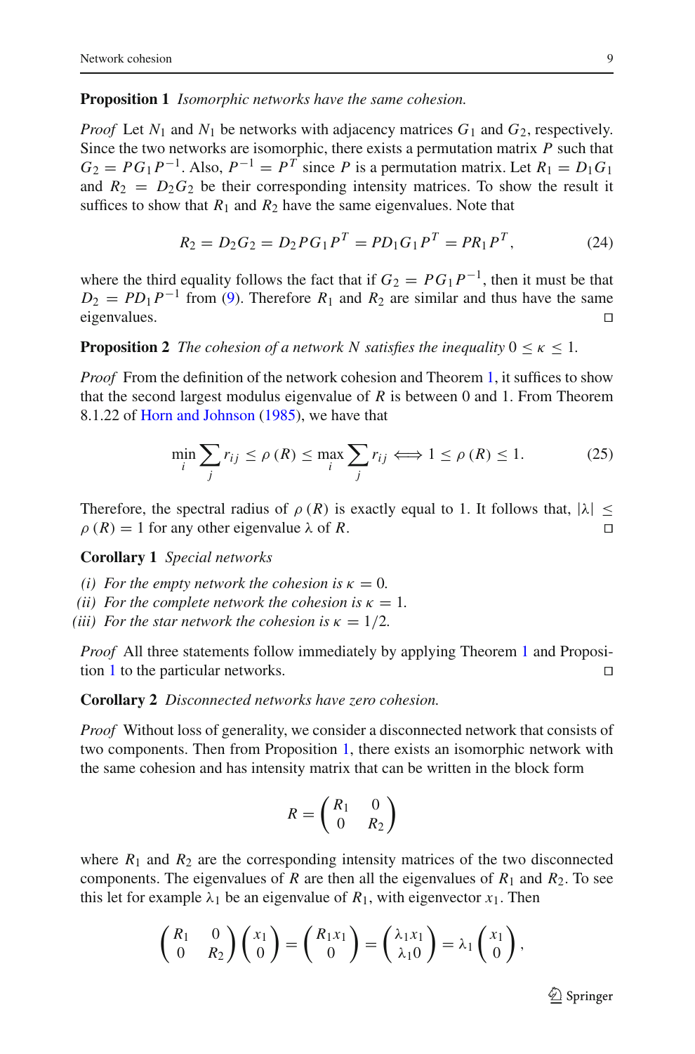**Proposition 1** *Isomorphic networks have the same cohesion.*

*Proof* Let $N_1$ and $N_1$ be networks with adjacency matrices $G_1$ and $G_2$, respectively. Since the two networks are isomorphic, there exists a permutation matrix $P$ such that $G_2 = PG_1P^{-1}$. Also, $P^{-1} = P^T$ since $P$ is a permutation matrix. Let $R_1 = D_1G_1$ and $R_2 = D_2G_2$ be their corresponding intensity matrices. To show the result it suffices to show that $R_1$ and $R_2$ have the same eigenvalues. Note that

$$R_2 = D_2G_2 = D_2PG_1P^T = PD_1G_1P^T = PR_1P^T, \tag{24}$$

where the third equality follows the fact that if $G_2 = PG_1P^{-1}$, then it must be that $D_2 = PD_1P^{-1}$ from (9). Therefore $R_1$ and $R_2$ are similar and thus have the same eigenvalues. □

**Proposition 2** *The cohesion of a network $N$ satisfies the inequality $0 \leq \kappa \leq 1$.*

*Proof* From the definition of the network cohesion and Theorem 1, it suffices to show that the second largest modulus eigenvalue of $R$ is between 0 and 1. From Theorem 8.1.22 of Horn and Johnson (1985), we have that

$$\min_i \sum_j r_{ij} \leq \rho(R) \leq \max_i \sum_j r_{ij} \iff 1 \leq \rho(R) \leq 1. \tag{25}$$

Therefore, the spectral radius of $\rho(R)$ is exactly equal to 1. It follows that, $|\lambda| \leq \rho(R) = 1$ for any other eigenvalue $\lambda$ of $R$. □

**Corollary 1** *Special networks*

*(i) For the empty network the cohesion is $\kappa = 0$.*
*(ii) For the complete network the cohesion is $\kappa = 1$.*
*(iii) For the star network the cohesion is $\kappa = 1/2$.*

*Proof* All three statements follow immediately by applying Theorem 1 and Proposition 1 to the particular networks. □

**Corollary 2** *Disconnected networks have zero cohesion.*

*Proof* Without loss of generality, we consider a disconnected network that consists of two components. Then from Proposition 1, there exists an isomorphic network with the same cohesion and has intensity matrix that can be written in the block form

$$R = \begin{pmatrix} R_1 & 0 \\ 0 & R_2 \end{pmatrix}$$

where $R_1$ and $R_2$ are the corresponding intensity matrices of the two disconnected components. The eigenvalues of $R$ are then all the eigenvalues of $R_1$ and $R_2$. To see this let for example $\lambda_1$ be an eigenvalue of $R_1$, with eigenvector $x_1$. Then

$$\begin{pmatrix} R_1 & 0 \\ 0 & R_2 \end{pmatrix} \begin{pmatrix} x_1 \\ 0 \end{pmatrix} = \begin{pmatrix} R_1x_1 \\ 0 \end{pmatrix} = \begin{pmatrix} \lambda_1 x_1 \\ \lambda_1 0 \end{pmatrix} = \lambda_1 \begin{pmatrix} x_1 \\ 0 \end{pmatrix},$$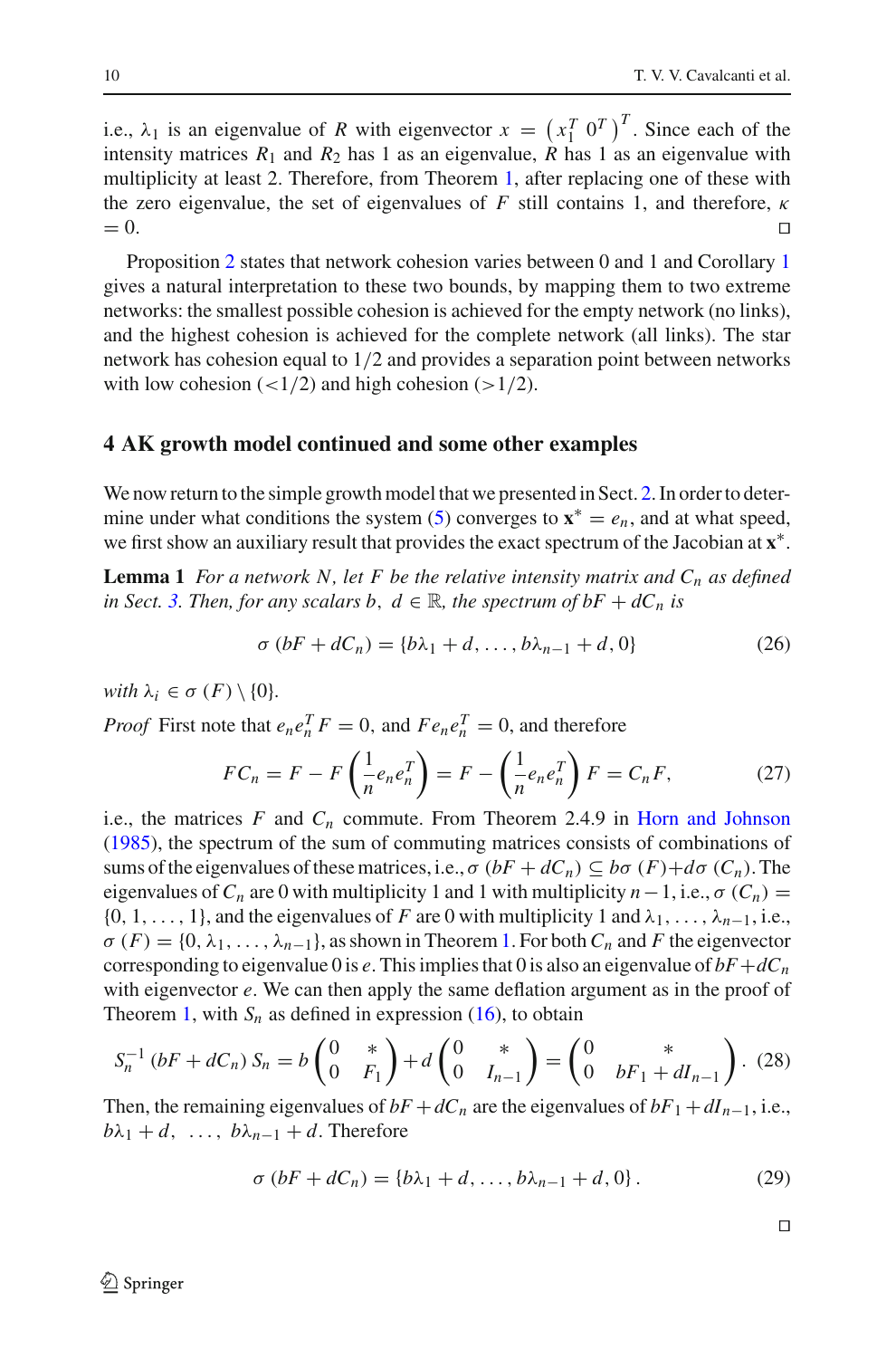i.e., $\lambda_1$ is an eigenvalue of $R$ with eigenvector $x = \left(x_1^T \; 0^T\right)^T$. Since each of the intensity matrices $R_1$ and $R_2$ has 1 as an eigenvalue, $R$ has 1 as an eigenvalue with multiplicity at least 2. Therefore, from Theorem 1, after replacing one of these with the zero eigenvalue, the set of eigenvalues of $F$ still contains 1, and therefore, $\kappa = 0$. □

Proposition 2 states that network cohesion varies between 0 and 1 and Corollary 1 gives a natural interpretation to these two bounds, by mapping them to two extreme networks: the smallest possible cohesion is achieved for the empty network (no links), and the highest cohesion is achieved for the complete network (all links). The star network has cohesion equal to 1/2 and provides a separation point between networks with low cohesion (<1/2) and high cohesion (>1/2).

## 4 AK growth model continued and some other examples

We now return to the simple growth model that we presented in Sect. 2. In order to determine under what conditions the system (5) converges to $\mathbf{x}^* = e_n$, and at what speed, we first show an auxiliary result that provides the exact spectrum of the Jacobian at $\mathbf{x}^*$.

**Lemma 1** *For a network $N$, let $F$ be the relative intensity matrix and $C_n$ as defined in Sect. 3. Then, for any scalars $b,\ d \in \mathbb{R}$, the spectrum of $bF + dC_n$ is*

$$\sigma\left(bF + dC_n\right) = \{b\lambda_1 + d, \ldots, b\lambda_{n-1} + d, 0\} \tag{26}$$

*with $\lambda_i \in \sigma(F) \setminus \{0\}$.*

*Proof* First note that $e_n e_n^T F = 0$, and $F e_n e_n^T = 0$, and therefore

$$FC_n = F - F\left(\frac{1}{n} e_n e_n^T\right) = F - \left(\frac{1}{n} e_n e_n^T\right) F = C_n F, \tag{27}$$

i.e., the matrices $F$ and $C_n$ commute. From Theorem 2.4.9 in Horn and Johnson (1985), the spectrum of the sum of commuting matrices consists of combinations of sums of the eigenvalues of these matrices, i.e., $\sigma\left(bF + dC_n\right) \subseteq b\sigma\left(F\right) + d\sigma\left(C_n\right)$. The eigenvalues of $C_n$ are 0 with multiplicity 1 and 1 with multiplicity $n-1$, i.e., $\sigma\left(C_n\right) = \{0, 1, \ldots, 1\}$, and the eigenvalues of $F$ are 0 with multiplicity 1 and $\lambda_1, \ldots, \lambda_{n-1}$, i.e., $\sigma\left(F\right) = \{0, \lambda_1, \ldots, \lambda_{n-1}\}$, as shown in Theorem 1. For both $C_n$ and $F$ the eigenvector corresponding to eigenvalue 0 is $e$. This implies that 0 is also an eigenvalue of $bF + dC_n$ with eigenvector $e$. We can then apply the same deflation argument as in the proof of Theorem 1, with $S_n$ as defined in expression (16), to obtain

$$S_n^{-1}\left(bF + dC_n\right) S_n = b\begin{pmatrix} 0 & * \\ 0 & F_1 \end{pmatrix} + d\begin{pmatrix} 0 & * \\ 0 & I_{n-1} \end{pmatrix} = \begin{pmatrix} 0 & * \\ 0 & bF_1 + dI_{n-1} \end{pmatrix}. \tag{28}$$

Then, the remaining eigenvalues of $bF + dC_n$ are the eigenvalues of $bF_1 + dI_{n-1}$, i.e., $b\lambda_1 + d, \ \ldots, \ b\lambda_{n-1} + d$. Therefore

$$\sigma\left(bF + dC_n\right) = \{b\lambda_1 + d, \ldots, b\lambda_{n-1} + d, 0\}. \tag{29}$$

□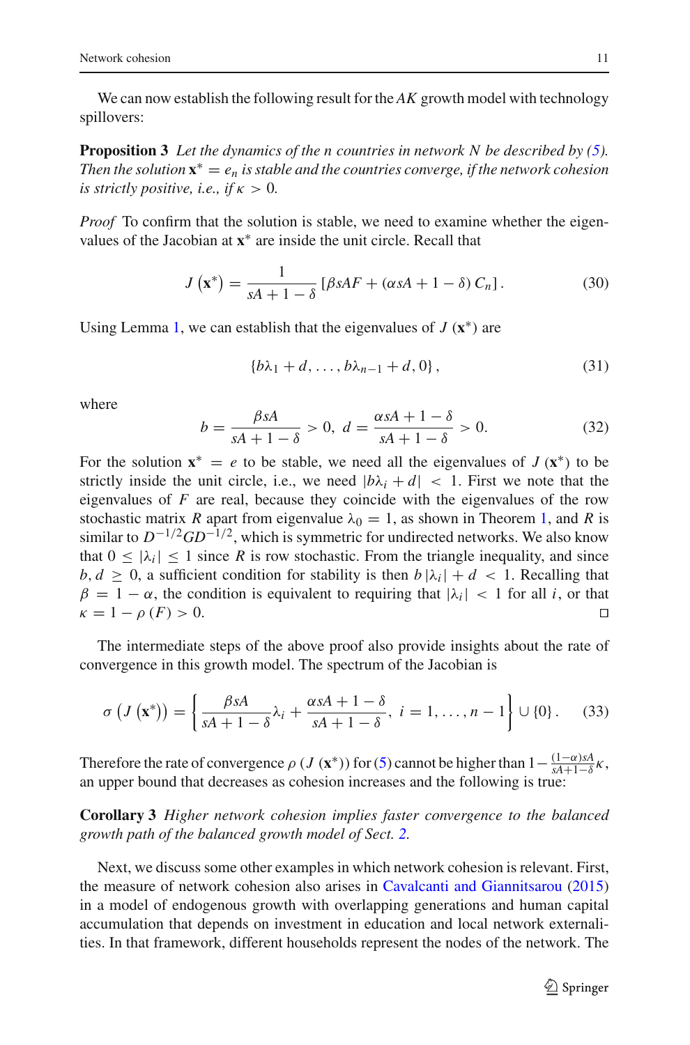We can now establish the following result for the $AK$ growth model with technology spillovers:

**Proposition 3** *Let the dynamics of the n countries in network N be described by (5). Then the solution* $\mathbf{x}^* = e_n$ *is stable and the countries converge, if the network cohesion is strictly positive, i.e., if* $\kappa > 0$.

*Proof* To confirm that the solution is stable, we need to examine whether the eigenvalues of the Jacobian at $\mathbf{x}^*$ are inside the unit circle. Recall that

$$J\left(\mathbf{x}^*\right) = \frac{1}{sA + 1 - \delta}\left[\beta sAF + (\alpha sA + 1 - \delta)\, C_n\right]. \tag{30}$$

Using Lemma 1, we can establish that the eigenvalues of $J\left(\mathbf{x}^*\right)$ are

$$\{b\lambda_1 + d, \ldots, b\lambda_{n-1} + d, 0\}, \tag{31}$$

where

$$b = \frac{\beta sA}{sA + 1 - \delta} > 0,\ d = \frac{\alpha sA + 1 - \delta}{sA + 1 - \delta} > 0. \tag{32}$$

For the solution $\mathbf{x}^* = e$ to be stable, we need all the eigenvalues of $J\left(\mathbf{x}^*\right)$ to be strictly inside the unit circle, i.e., we need $|b\lambda_i + d| < 1$. First we note that the eigenvalues of $F$ are real, because they coincide with the eigenvalues of the row stochastic matrix $R$ apart from eigenvalue $\lambda_0 = 1$, as shown in Theorem 1, and $R$ is similar to $D^{-1/2}GD^{-1/2}$, which is symmetric for undirected networks. We also know that $0 \leq |\lambda_i| \leq 1$ since $R$ is row stochastic. From the triangle inequality, and since $b, d \geq 0$, a sufficient condition for stability is then $b\,|\lambda_i| + d < 1$. Recalling that $\beta = 1 - \alpha$, the condition is equivalent to requiring that $|\lambda_i| < 1$ for all $i$, or that $\kappa = 1 - \rho\,(F) > 0$. ∎

The intermediate steps of the above proof also provide insights about the rate of convergence in this growth model. The spectrum of the Jacobian is

$$\sigma\left(J\left(\mathbf{x}^*\right)\right) = \left\{\frac{\beta sA}{sA + 1 - \delta}\lambda_i + \frac{\alpha sA + 1 - \delta}{sA + 1 - \delta},\ i = 1, \ldots, n-1\right\} \cup \{0\}. \tag{33}$$

Therefore the rate of convergence $\rho\left(J\left(\mathbf{x}^*\right)\right)$ for (5) cannot be higher than $1 - \frac{(1-\alpha)sA}{sA+1-\delta}\kappa$, an upper bound that decreases as cohesion increases and the following is true:

**Corollary 3** *Higher network cohesion implies faster convergence to the balanced growth path of the balanced growth model of Sect. 2.*

Next, we discuss some other examples in which network cohesion is relevant. First, the measure of network cohesion also arises in Cavalcanti and Giannitsarou (2015) in a model of endogenous growth with overlapping generations and human capital accumulation that depends on investment in education and local network externalities. In that framework, different households represent the nodes of the network. The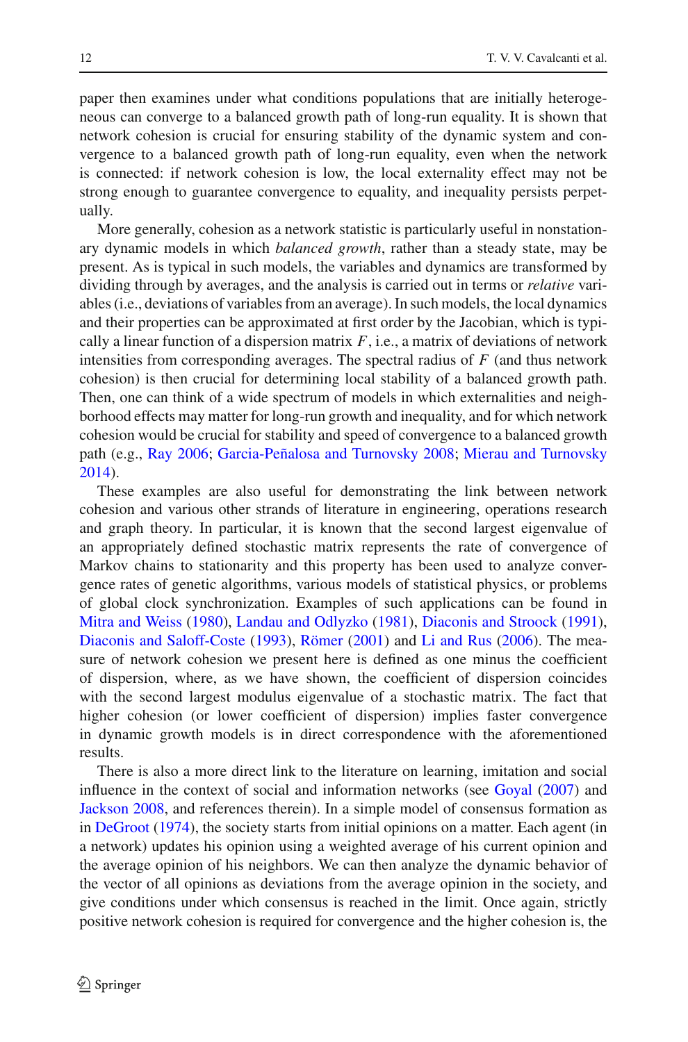paper then examines under what conditions populations that are initially heterogeneous can converge to a balanced growth path of long-run equality. It is shown that network cohesion is crucial for ensuring stability of the dynamic system and convergence to a balanced growth path of long-run equality, even when the network is connected: if network cohesion is low, the local externality effect may not be strong enough to guarantee convergence to equality, and inequality persists perpetually.

More generally, cohesion as a network statistic is particularly useful in nonstationary dynamic models in which *balanced growth*, rather than a steady state, may be present. As is typical in such models, the variables and dynamics are transformed by dividing through by averages, and the analysis is carried out in terms or *relative* variables (i.e., deviations of variables from an average). In such models, the local dynamics and their properties can be approximated at first order by the Jacobian, which is typically a linear function of a dispersion matrix $F$, i.e., a matrix of deviations of network intensities from corresponding averages. The spectral radius of $F$ (and thus network cohesion) is then crucial for determining local stability of a balanced growth path. Then, one can think of a wide spectrum of models in which externalities and neighborhood effects may matter for long-run growth and inequality, and for which network cohesion would be crucial for stability and speed of convergence to a balanced growth path (e.g., Ray 2006; Garcia-Peñalosa and Turnovsky 2008; Mierau and Turnovsky 2014).

These examples are also useful for demonstrating the link between network cohesion and various other strands of literature in engineering, operations research and graph theory. In particular, it is known that the second largest eigenvalue of an appropriately defined stochastic matrix represents the rate of convergence of Markov chains to stationarity and this property has been used to analyze convergence rates of genetic algorithms, various models of statistical physics, or problems of global clock synchronization. Examples of such applications can be found in Mitra and Weiss (1980), Landau and Odlyzko (1981), Diaconis and Stroock (1991), Diaconis and Saloff-Coste (1993), Römer (2001) and Li and Rus (2006). The measure of network cohesion we present here is defined as one minus the coefficient of dispersion, where, as we have shown, the coefficient of dispersion coincides with the second largest modulus eigenvalue of a stochastic matrix. The fact that higher cohesion (or lower coefficient of dispersion) implies faster convergence in dynamic growth models is in direct correspondence with the aforementioned results.

There is also a more direct link to the literature on learning, imitation and social influence in the context of social and information networks (see Goyal (2007) and Jackson 2008, and references therein). In a simple model of consensus formation as in DeGroot (1974), the society starts from initial opinions on a matter. Each agent (in a network) updates his opinion using a weighted average of his current opinion and the average opinion of his neighbors. We can then analyze the dynamic behavior of the vector of all opinions as deviations from the average opinion in the society, and give conditions under which consensus is reached in the limit. Once again, strictly positive network cohesion is required for convergence and the higher cohesion is, the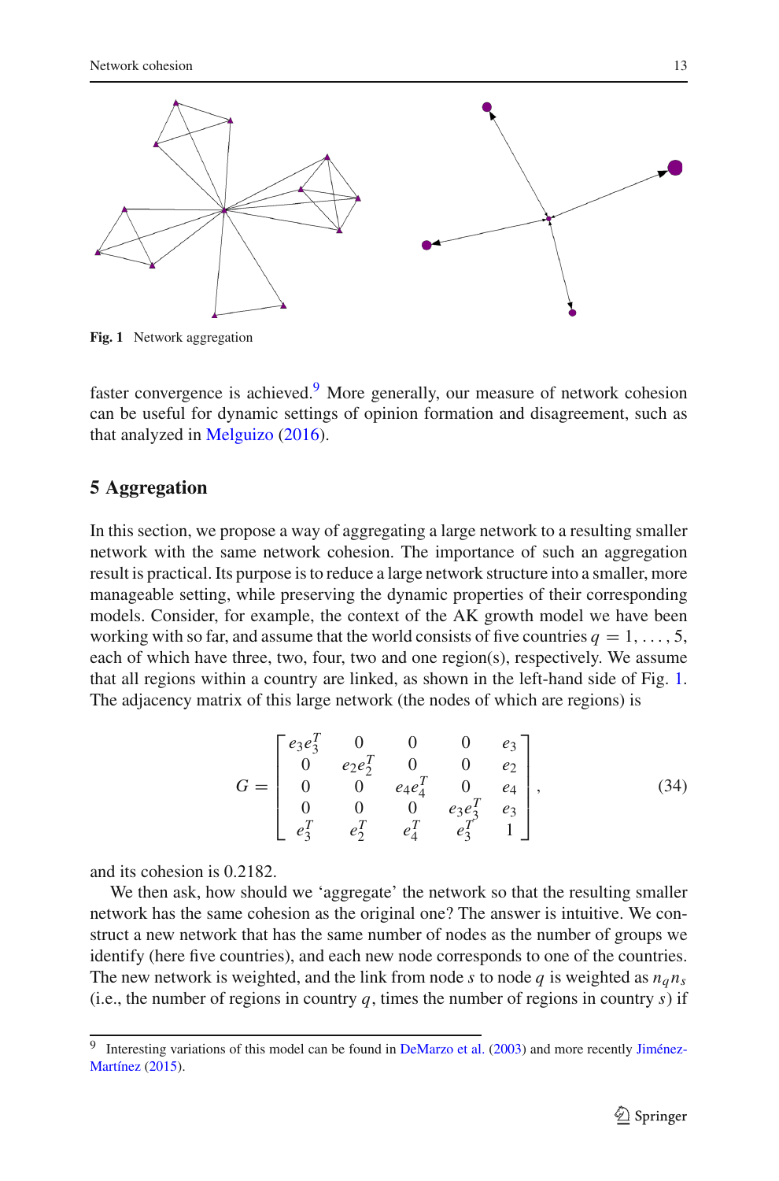Fig. 1 Network aggregation

faster convergence is achieved.[9] More generally, our measure of network cohesion can be useful for dynamic settings of opinion formation and disagreement, such as that analyzed in Melguizo (2016).

## 5 Aggregation

In this section, we propose a way of aggregating a large network to a resulting smaller network with the same network cohesion. The importance of such an aggregation result is practical. Its purpose is to reduce a large network structure into a smaller, more manageable setting, while preserving the dynamic properties of their corresponding models. Consider, for example, the context of the AK growth model we have been working with so far, and assume that the world consists of five countries $q = 1, \ldots, 5$, each of which have three, two, four, two and one region(s), respectively. We assume that all regions within a country are linked, as shown in the left-hand side of Fig. 1. The adjacency matrix of this large network (the nodes of which are regions) is

$$G = \begin{bmatrix} e_3 e_3^T & 0 & 0 & 0 & e_3 \\ 0 & e_2 e_2^T & 0 & 0 & e_2 \\ 0 & 0 & e_4 e_4^T & 0 & e_4 \\ 0 & 0 & 0 & e_3 e_3^T & e_3 \\ e_3^T & e_2^T & e_4^T & e_3^T & 1 \end{bmatrix}, \tag{34}$$

and its cohesion is 0.2182.

We then ask, how should we 'aggregate' the network so that the resulting smaller network has the same cohesion as the original one? The answer is intuitive. We construct a new network that has the same number of nodes as the number of groups we identify (here five countries), and each new node corresponds to one of the countries. The new network is weighted, and the link from node $s$ to node $q$ is weighted as $n_q n_s$ (i.e., the number of regions in country $q$, times the number of regions in country $s$) if

[9] Interesting variations of this model can be found in DeMarzo et al. (2003) and more recently Jiménez-Martínez (2015).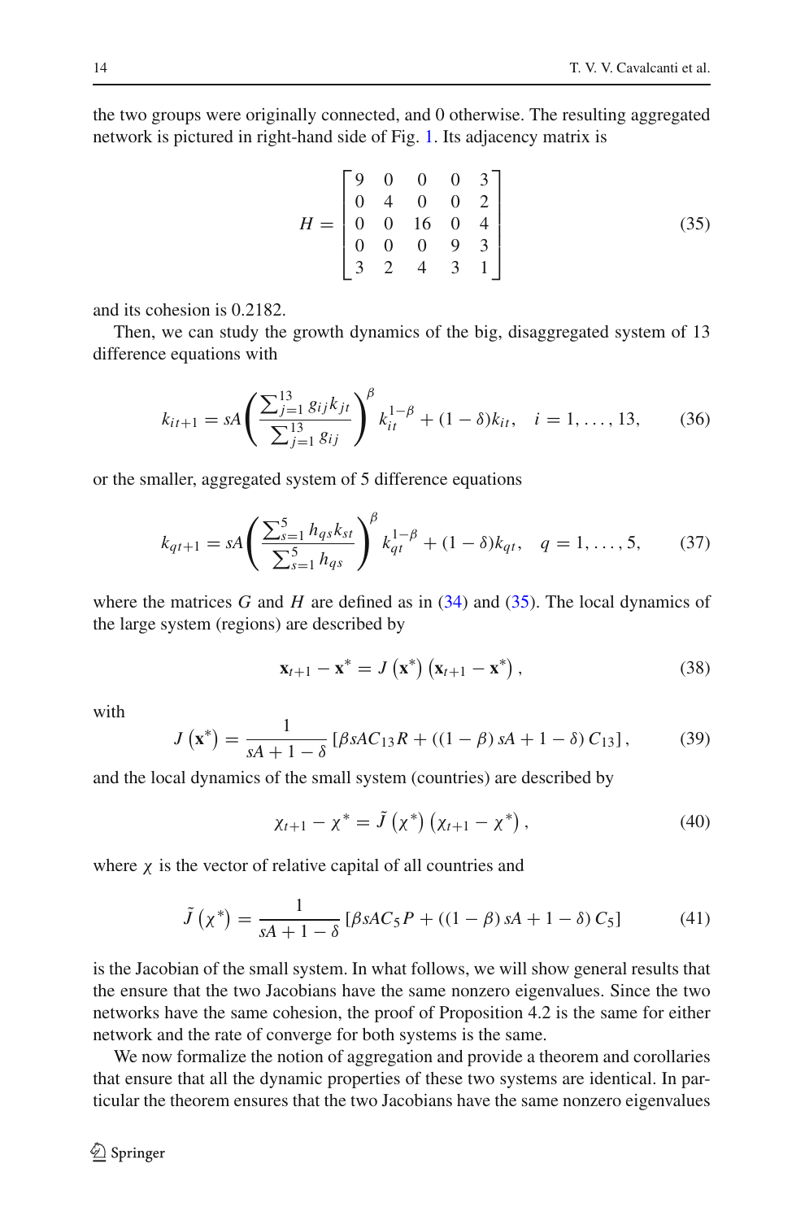the two groups were originally connected, and 0 otherwise. The resulting aggregated network is pictured in right-hand side of Fig. 1. Its adjacency matrix is

$$H = \begin{bmatrix} 9 & 0 & 0 & 0 & 3 \\ 0 & 4 & 0 & 0 & 2 \\ 0 & 0 & 16 & 0 & 4 \\ 0 & 0 & 0 & 9 & 3 \\ 3 & 2 & 4 & 3 & 1 \end{bmatrix} \tag{35}$$

and its cohesion is 0.2182.

Then, we can study the growth dynamics of the big, disaggregated system of 13 difference equations with

$$k_{it+1} = sA \left( \frac{\sum_{j=1}^{13} g_{ij} k_{jt}}{\sum_{j=1}^{13} g_{ij}} \right)^{\beta} k_{it}^{1-\beta} + (1-\delta) k_{it}, \quad i = 1, \ldots, 13, \tag{36}$$

or the smaller, aggregated system of 5 difference equations

$$k_{qt+1} = sA \left( \frac{\sum_{s=1}^{5} h_{qs} k_{st}}{\sum_{s=1}^{5} h_{qs}} \right)^{\beta} k_{qt}^{1-\beta} + (1-\delta) k_{qt}, \quad q = 1, \ldots, 5, \tag{37}$$

where the matrices $G$ and $H$ are defined as in (34) and (35). The local dynamics of the large system (regions) are described by

$$\mathbf{x}_{t+1} - \mathbf{x}^* = J\left(\mathbf{x}^*\right)\left(\mathbf{x}_{t+1} - \mathbf{x}^*\right), \tag{38}$$

with

$$J\left(\mathbf{x}^*\right) = \frac{1}{sA + 1 - \delta}\left[\beta s A C_{13} R + \left((1-\beta) sA + 1 - \delta\right) C_{13}\right], \tag{39}$$

and the local dynamics of the small system (countries) are described by

$$\chi_{t+1} - \chi^* = \tilde{J}\left(\chi^*\right)\left(\chi_{t+1} - \chi^*\right), \tag{40}$$

where $\chi$ is the vector of relative capital of all countries and

$$\tilde{J}\left(\chi^*\right) = \frac{1}{sA + 1 - \delta}\left[\beta s A C_5 P + \left((1-\beta) sA + 1 - \delta\right) C_5\right] \tag{41}$$

is the Jacobian of the small system. In what follows, we will show general results that the ensure that the two Jacobians have the same nonzero eigenvalues. Since the two networks have the same cohesion, the proof of Proposition 4.2 is the same for either network and the rate of converge for both systems is the same.

We now formalize the notion of aggregation and provide a theorem and corollaries that ensure that all the dynamic properties of these two systems are identical. In particular the theorem ensures that the two Jacobians have the same nonzero eigenvalues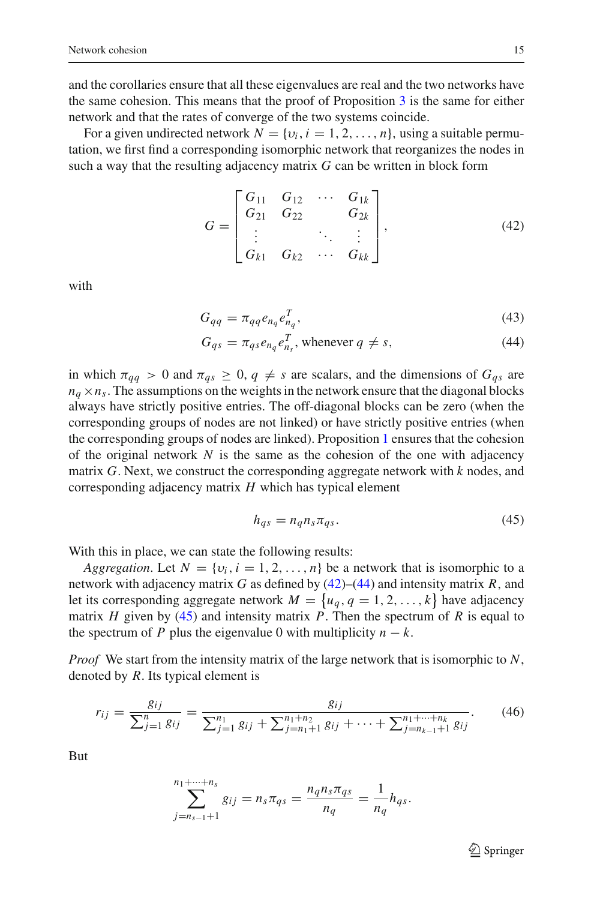and the corollaries ensure that all these eigenvalues are real and the two networks have the same cohesion. This means that the proof of Proposition 3 is the same for either network and that the rates of converge of the two systems coincide.

For a given undirected network $N = \{\upsilon_i, i = 1, 2, \ldots, n\}$, using a suitable permutation, we first find a corresponding isomorphic network that reorganizes the nodes in such a way that the resulting adjacency matrix $G$ can be written in block form

$$G = \begin{bmatrix} G_{11} & G_{12} & \cdots & G_{1k} \\ G_{21} & G_{22} & & G_{2k} \\ \vdots & & \ddots & \vdots \\ G_{k1} & G_{k2} & \cdots & G_{kk} \end{bmatrix}, \tag{42}$$

with

$$G_{qq} = \pi_{qq} e_{n_q} e_{n_q}^T, \tag{43}$$

$$G_{qs} = \pi_{qs} e_{n_q} e_{n_s}^T, \text{ whenever } q \neq s, \tag{44}$$

in which $\pi_{qq} > 0$ and $\pi_{qs} \geq 0$, $q \neq s$ are scalars, and the dimensions of $G_{qs}$ are $n_q \times n_s$. The assumptions on the weights in the network ensure that the diagonal blocks always have strictly positive entries. The off-diagonal blocks can be zero (when the corresponding groups of nodes are not linked) or have strictly positive entries (when the corresponding groups of nodes are linked). Proposition 1 ensures that the cohesion of the original network $N$ is the same as the cohesion of the one with adjacency matrix $G$. Next, we construct the corresponding aggregate network with $k$ nodes, and corresponding adjacency matrix $H$ which has typical element

$$h_{qs} = n_q n_s \pi_{qs}. \tag{45}$$

With this in place, we can state the following results:

*Aggregation*. Let $N = \{\upsilon_i, i = 1, 2, \ldots, n\}$ be a network that is isomorphic to a network with adjacency matrix $G$ as defined by (42)–(44) and intensity matrix $R$, and let its corresponding aggregate network $M = \{u_q, q = 1, 2, \ldots, k\}$ have adjacency matrix $H$ given by (45) and intensity matrix $P$. Then the spectrum of $R$ is equal to the spectrum of $P$ plus the eigenvalue 0 with multiplicity $n - k$.

*Proof* We start from the intensity matrix of the large network that is isomorphic to $N$, denoted by $R$. Its typical element is

$$r_{ij} = \frac{g_{ij}}{\sum_{j=1}^{n} g_{ij}} = \frac{g_{ij}}{\sum_{j=1}^{n_1} g_{ij} + \sum_{j=n_1+1}^{n_1+n_2} g_{ij} + \cdots + \sum_{j=n_{k-1}+1}^{n_1+\cdots+n_k} g_{ij}}. \tag{46}$$

But

$$\sum_{j=n_{s-1}+1}^{n_1+\cdots+n_s} g_{ij} = n_s \pi_{qs} = \frac{n_q n_s \pi_{qs}}{n_q} = \frac{1}{n_q} h_{qs}.$$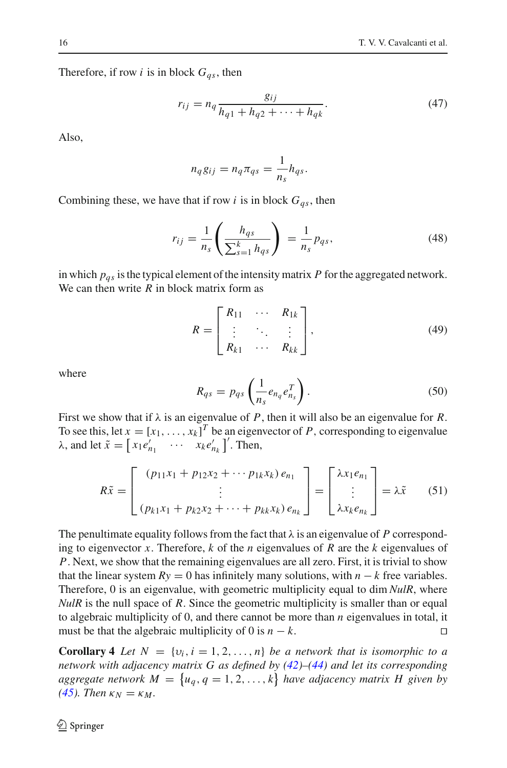Therefore, if row $i$ is in block $G_{qs}$, then

$$r_{ij} = n_q \frac{g_{ij}}{h_{q1} + h_{q2} + \cdots + h_{qk}}. \tag{47}$$

Also,

$$n_q g_{ij} = n_q \pi_{qs} = \frac{1}{n_s} h_{qs}.$$

Combining these, we have that if row $i$ is in block $G_{qs}$, then

$$r_{ij} = \frac{1}{n_s} \left( \frac{h_{qs}}{\sum_{s=1}^{k} h_{qs}} \right) = \frac{1}{n_s} p_{qs}, \tag{48}$$

in which $p_{qs}$ is the typical element of the intensity matrix $P$ for the aggregated network. We can then write $R$ in block matrix form as

$$R = \begin{bmatrix} R_{11} & \cdots & R_{1k} \\ \vdots & \ddots & \vdots \\ R_{k1} & \cdots & R_{kk} \end{bmatrix}, \tag{49}$$

where

$$R_{qs} = p_{qs} \left( \frac{1}{n_s} e_{n_q} e_{n_s}^T \right). \tag{50}$$

First we show that if $\lambda$ is an eigenvalue of $P$, then it will also be an eigenvalue for $R$. To see this, let $x = [x_1, \ldots, x_k]^T$ be an eigenvector of $P$, corresponding to eigenvalue $\lambda$, and let $\tilde{x} = \begin{bmatrix} x_1 e_{n_1}' & \cdots & x_k e_{n_k}' \end{bmatrix}'$. Then,

$$R\tilde{x} = \begin{bmatrix} (p_{11}x_1 + p_{12}x_2 + \cdots p_{1k}x_k)\, e_{n_1} \\ \vdots \\ (p_{k1}x_1 + p_{k2}x_2 + \cdots + p_{kk}x_k)\, e_{n_k} \end{bmatrix} = \begin{bmatrix} \lambda x_1 e_{n_1} \\ \vdots \\ \lambda x_k e_{n_k} \end{bmatrix} = \lambda \tilde{x} \tag{51}$$

The penultimate equality follows from the fact that $\lambda$ is an eigenvalue of $P$ corresponding to eigenvector $x$. Therefore, $k$ of the $n$ eigenvalues of $R$ are the $k$ eigenvalues of $P$. Next, we show that the remaining eigenvalues are all zero. First, it is trivial to show that the linear system $Ry = 0$ has infinitely many solutions, with $n - k$ free variables. Therefore, 0 is an eigenvalue, with geometric multiplicity equal to dim *NulR*, where *NulR* is the null space of $R$. Since the geometric multiplicity is smaller than or equal to algebraic multiplicity of 0, and there cannot be more than $n$ eigenvalues in total, it must be that the algebraic multiplicity of 0 is $n - k$. □

**Corollary 4** *Let $N = \{\upsilon_i, i = 1, 2, \ldots, n\}$ be a network that is isomorphic to a network with adjacency matrix $G$ as defined by (42)–(44) and let its corresponding aggregate network $M = \{u_q, q = 1, 2, \ldots, k\}$ have adjacency matrix $H$ given by (45). Then $\kappa_N = \kappa_M$.*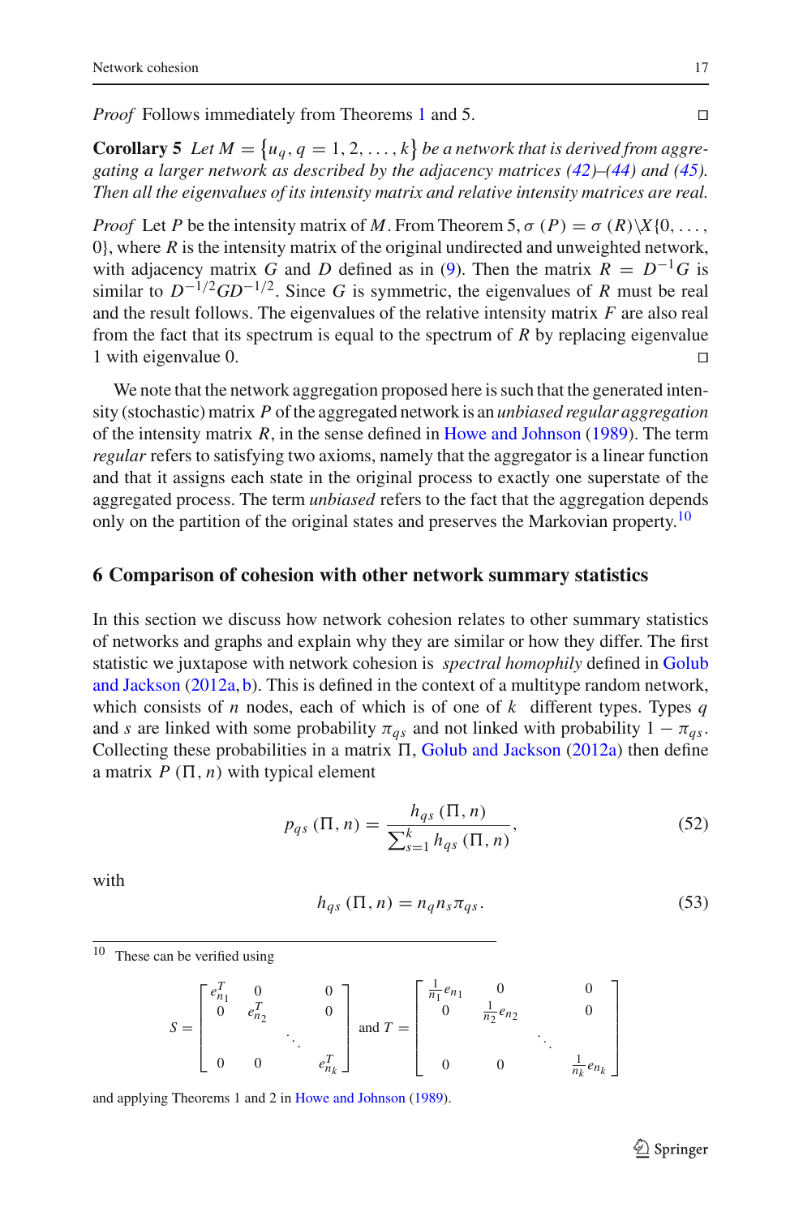*Proof* Follows immediately from Theorems 1 and 5. □

**Corollary 5** *Let $M = \{u_q, q = 1, 2, \ldots, k\}$ be a network that is derived from aggregating a larger network as described by the adjacency matrices (42)–(44) and (45). Then all the eigenvalues of its intensity matrix and relative intensity matrices are real.*

*Proof* Let $P$ be the intensity matrix of $M$. From Theorem 5, $\sigma(P) = \sigma(R) \backslash X\{0, \ldots, 0\}$, where $R$ is the intensity matrix of the original undirected and unweighted network, with adjacency matrix $G$ and $D$ defined as in (9). Then the matrix $R = D^{-1}G$ is similar to $D^{-1/2}GD^{-1/2}$. Since $G$ is symmetric, the eigenvalues of $R$ must be real and the result follows. The eigenvalues of the relative intensity matrix $F$ are also real from the fact that its spectrum is equal to the spectrum of $R$ by replacing eigenvalue 1 with eigenvalue 0. □

We note that the network aggregation proposed here is such that the generated intensity (stochastic) matrix $P$ of the aggregated network is an *unbiased regular aggregation* of the intensity matrix $R$, in the sense defined in Howe and Johnson (1989). The term *regular* refers to satisfying two axioms, namely that the aggregator is a linear function and that it assigns each state in the original process to exactly one superstate of the aggregated process. The term *unbiased* refers to the fact that the aggregation depends only on the partition of the original states and preserves the Markovian property.[10]

## 6 Comparison of cohesion with other network summary statistics

In this section we discuss how network cohesion relates to other summary statistics of networks and graphs and explain why they are similar or how they differ. The first statistic we juxtapose with network cohesion is *spectral homophily* defined in Golub and Jackson (2012a, b). This is defined in the context of a multitype random network, which consists of $n$ nodes, each of which is of one of $k$ different types. Types $q$ and $s$ are linked with some probability $\pi_{qs}$ and not linked with probability $1 - \pi_{qs}$. Collecting these probabilities in a matrix $\Pi$, Golub and Jackson (2012a) then define a matrix $P(\Pi, n)$ with typical element

$$p_{qs}(\Pi, n) = \frac{h_{qs}(\Pi, n)}{\sum_{s=1}^{k} h_{qs}(\Pi, n)}, \tag{52}$$

with

$$h_{qs}(\Pi, n) = n_q n_s \pi_{qs}. \tag{53}$$

---

[10] These can be verified using

$$S = \begin{bmatrix} e_{n_1}^T & 0 & & 0 \\ 0 & e_{n_2}^T & & 0 \\ & & \ddots & \\ 0 & 0 & & e_{n_k}^T \end{bmatrix} \text{ and } T = \begin{bmatrix} \frac{1}{n_1}e_{n_1} & 0 & & 0 \\ 0 & \frac{1}{n_2}e_{n_2} & & 0 \\ & & \ddots & \\ 0 & 0 & & \frac{1}{n_k}e_{n_k} \end{bmatrix}$$

and applying Theorems 1 and 2 in Howe and Johnson (1989).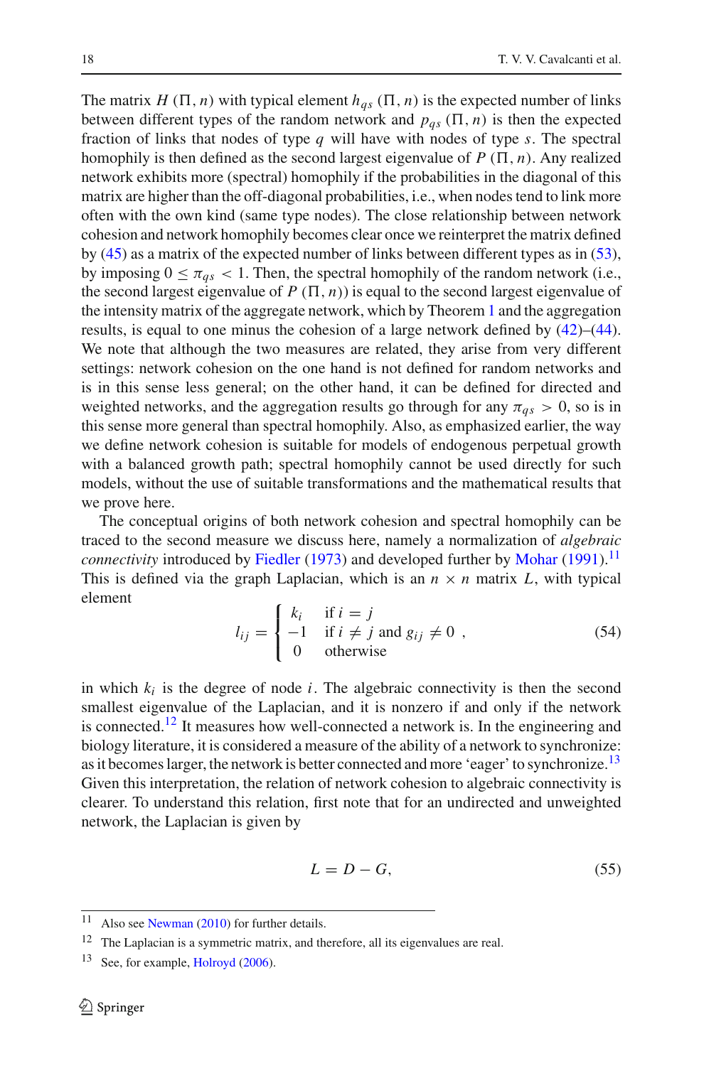The matrix $H(\Pi, n)$ with typical element $h_{qs}(\Pi, n)$ is the expected number of links between different types of the random network and $p_{qs}(\Pi, n)$ is then the expected fraction of links that nodes of type $q$ will have with nodes of type $s$. The spectral homophily is then defined as the second largest eigenvalue of $P(\Pi, n)$. Any realized network exhibits more (spectral) homophily if the probabilities in the diagonal of this matrix are higher than the off-diagonal probabilities, i.e., when nodes tend to link more often with the own kind (same type nodes). The close relationship between network cohesion and network homophily becomes clear once we reinterpret the matrix defined by (45) as a matrix of the expected number of links between different types as in (53), by imposing $0 \leq \pi_{qs} < 1$. Then, the spectral homophily of the random network (i.e., the second largest eigenvalue of $P(\Pi, n)$) is equal to the second largest eigenvalue of the intensity matrix of the aggregate network, which by Theorem 1 and the aggregation results, is equal to one minus the cohesion of a large network defined by (42)–(44). We note that although the two measures are related, they arise from very different settings: network cohesion on the one hand is not defined for random networks and is in this sense less general; on the other hand, it can be defined for directed and weighted networks, and the aggregation results go through for any $\pi_{qs} > 0$, so is in this sense more general than spectral homophily. Also, as emphasized earlier, the way we define network cohesion is suitable for models of endogenous perpetual growth with a balanced growth path; spectral homophily cannot be used directly for such models, without the use of suitable transformations and the mathematical results that we prove here.

The conceptual origins of both network cohesion and spectral homophily can be traced to the second measure we discuss here, namely a normalization of *algebraic connectivity* introduced by Fiedler (1973) and developed further by Mohar (1991).[11] This is defined via the graph Laplacian, which is an $n \times n$ matrix $L$, with typical element

$$l_{ij} = \begin{cases} k_i & \text{if } i = j \\ -1 & \text{if } i \neq j \text{ and } g_{ij} \neq 0 \\ 0 & \text{otherwise} \end{cases}, \tag{54}$$

in which $k_i$ is the degree of node $i$. The algebraic connectivity is then the second smallest eigenvalue of the Laplacian, and it is nonzero if and only if the network is connected.[12] It measures how well-connected a network is. In the engineering and biology literature, it is considered a measure of the ability of a network to synchronize: as it becomes larger, the network is better connected and more 'eager' to synchronize.[13] Given this interpretation, the relation of network cohesion to algebraic connectivity is clearer. To understand this relation, first note that for an undirected and unweighted network, the Laplacian is given by

$$L = D - G, \tag{55}$$

[11] Also see Newman (2010) for further details.

[12] The Laplacian is a symmetric matrix, and therefore, all its eigenvalues are real.

[13] See, for example, Holroyd (2006).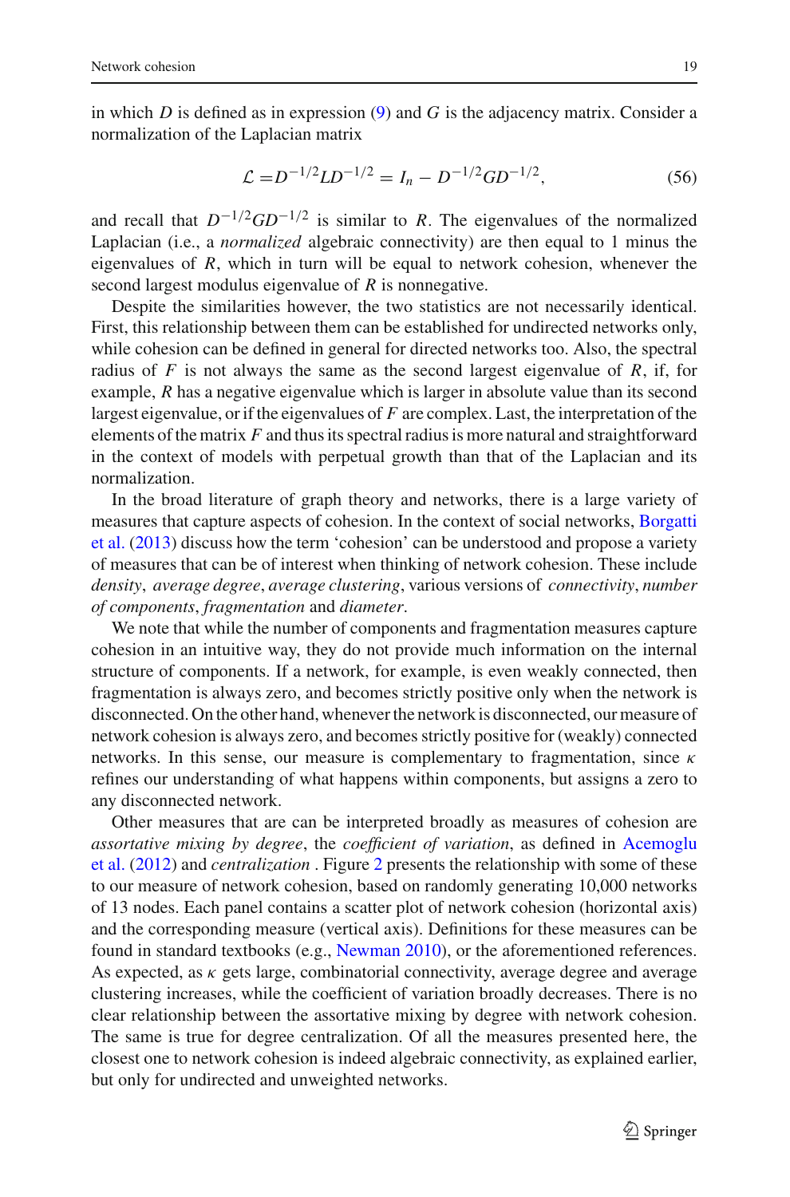in which $D$ is defined as in expression (9) and $G$ is the adjacency matrix. Consider a normalization of the Laplacian matrix

$$\mathcal{L} = D^{-1/2} L D^{-1/2} = I_n - D^{-1/2} G D^{-1/2}, \tag{56}$$

and recall that $D^{-1/2} G D^{-1/2}$ is similar to $R$. The eigenvalues of the normalized Laplacian (i.e., a *normalized* algebraic connectivity) are then equal to 1 minus the eigenvalues of $R$, which in turn will be equal to network cohesion, whenever the second largest modulus eigenvalue of $R$ is nonnegative.

Despite the similarities however, the two statistics are not necessarily identical. First, this relationship between them can be established for undirected networks only, while cohesion can be defined in general for directed networks too. Also, the spectral radius of $F$ is not always the same as the second largest eigenvalue of $R$, if, for example, $R$ has a negative eigenvalue which is larger in absolute value than its second largest eigenvalue, or if the eigenvalues of $F$ are complex. Last, the interpretation of the elements of the matrix $F$ and thus its spectral radius is more natural and straightforward in the context of models with perpetual growth than that of the Laplacian and its normalization.

In the broad literature of graph theory and networks, there is a large variety of measures that capture aspects of cohesion. In the context of social networks, Borgatti et al. (2013) discuss how the term 'cohesion' can be understood and propose a variety of measures that can be of interest when thinking of network cohesion. These include *density*, *average degree*, *average clustering*, various versions of *connectivity*, *number of components*, *fragmentation* and *diameter*.

We note that while the number of components and fragmentation measures capture cohesion in an intuitive way, they do not provide much information on the internal structure of components. If a network, for example, is even weakly connected, then fragmentation is always zero, and becomes strictly positive only when the network is disconnected. On the other hand, whenever the network is disconnected, our measure of network cohesion is always zero, and becomes strictly positive for (weakly) connected networks. In this sense, our measure is complementary to fragmentation, since $\kappa$ refines our understanding of what happens within components, but assigns a zero to any disconnected network.

Other measures that are can be interpreted broadly as measures of cohesion are *assortative mixing by degree*, the *coefficient of variation*, as defined in Acemoglu et al. (2012) and *centralization* . Figure 2 presents the relationship with some of these to our measure of network cohesion, based on randomly generating 10,000 networks of 13 nodes. Each panel contains a scatter plot of network cohesion (horizontal axis) and the corresponding measure (vertical axis). Definitions for these measures can be found in standard textbooks (e.g., Newman 2010), or the aforementioned references. As expected, as $\kappa$ gets large, combinatorial connectivity, average degree and average clustering increases, while the coefficient of variation broadly decreases. There is no clear relationship between the assortative mixing by degree with network cohesion. The same is true for degree centralization. Of all the measures presented here, the closest one to network cohesion is indeed algebraic connectivity, as explained earlier, but only for undirected and unweighted networks.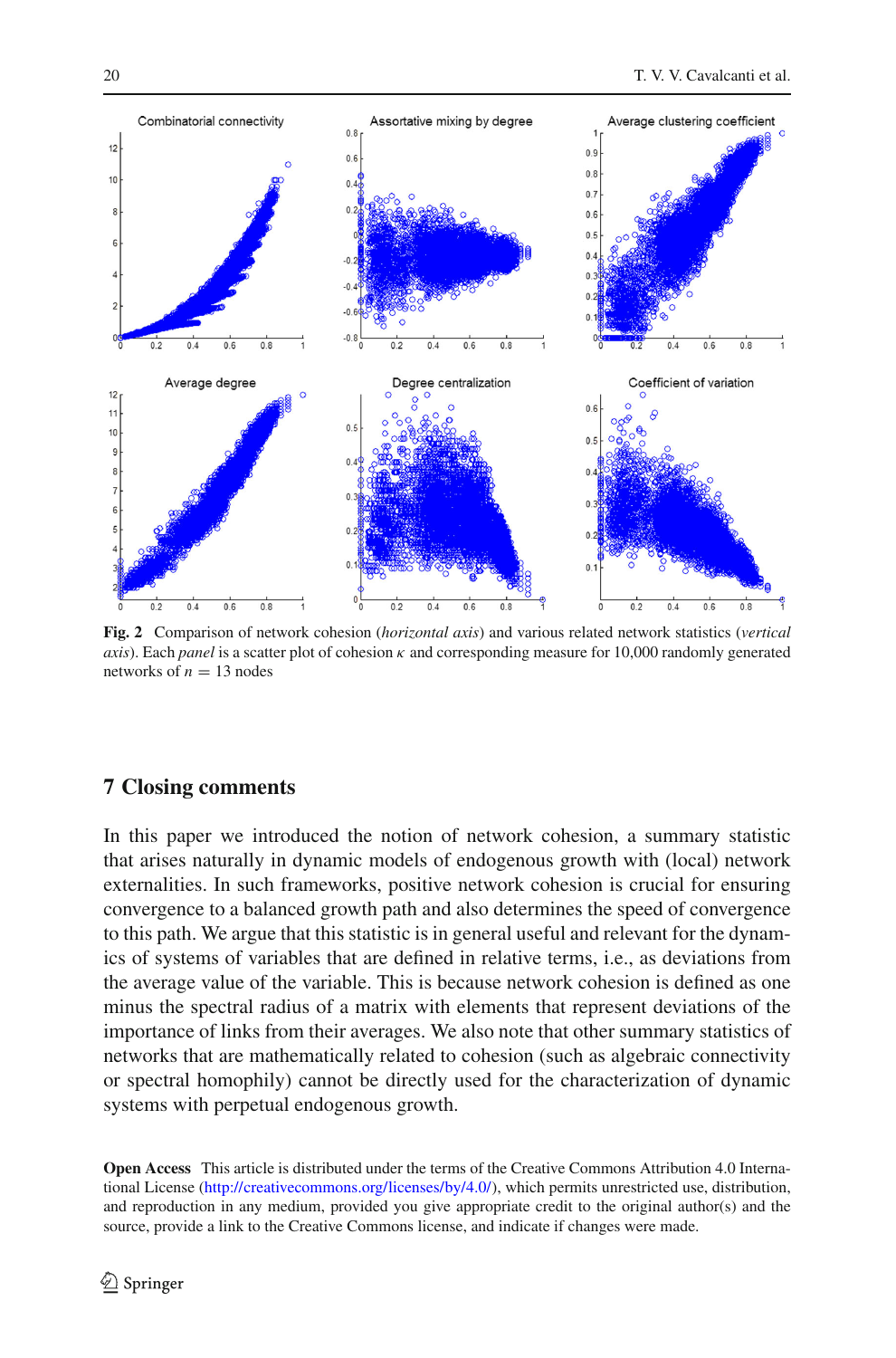**Fig. 2** Comparison of network cohesion (*horizontal axis*) and various related network statistics (*vertical axis*). Each *panel* is a scatter plot of cohesion $\kappa$ and corresponding measure for 10,000 randomly generated networks of $n = 13$ nodes

## 7 Closing comments

In this paper we introduced the notion of network cohesion, a summary statistic that arises naturally in dynamic models of endogenous growth with (local) network externalities. In such frameworks, positive network cohesion is crucial for ensuring convergence to a balanced growth path and also determines the speed of convergence to this path. We argue that this statistic is in general useful and relevant for the dynamics of systems of variables that are defined in relative terms, i.e., as deviations from the average value of the variable. This is because network cohesion is defined as one minus the spectral radius of a matrix with elements that represent deviations of the importance of links from their averages. We also note that other summary statistics of networks that are mathematically related to cohesion (such as algebraic connectivity or spectral homophily) cannot be directly used for the characterization of dynamic systems with perpetual endogenous growth.

**Open Access** This article is distributed under the terms of the Creative Commons Attribution 4.0 International License (http://creativecommons.org/licenses/by/4.0/), which permits unrestricted use, distribution, and reproduction in any medium, provided you give appropriate credit to the original author(s) and the source, provide a link to the Creative Commons license, and indicate if changes were made.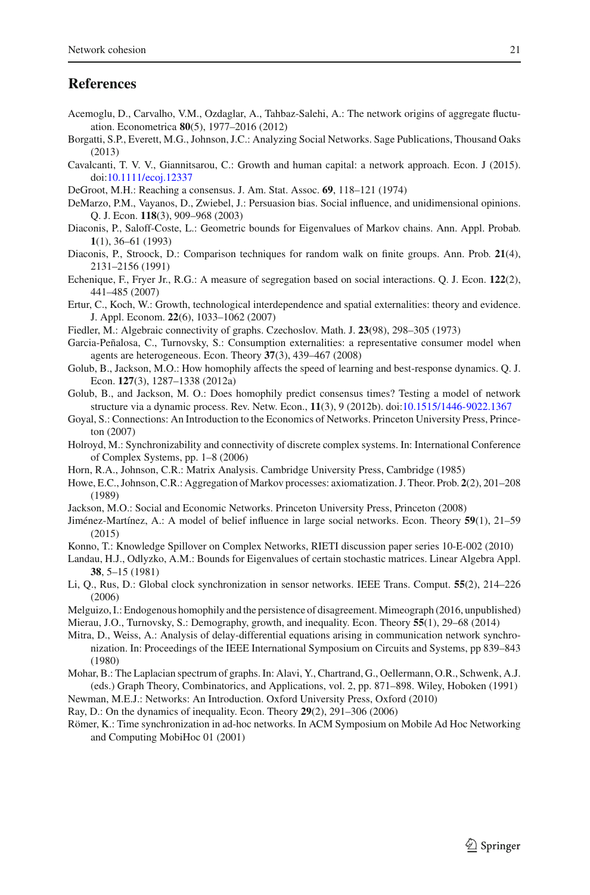## References

Acemoglu, D., Carvalho, V.M., Ozdaglar, A., Tahbaz-Salehi, A.: The network origins of aggregate fluctuation. Econometrica **80**(5), 1977–2016 (2012)

Borgatti, S.P., Everett, M.G., Johnson, J.C.: Analyzing Social Networks. Sage Publications, Thousand Oaks (2013)

Cavalcanti, T. V. V., Giannitsarou, C.: Growth and human capital: a network approach. Econ. J (2015). doi:10.1111/ecoj.12337

DeGroot, M.H.: Reaching a consensus. J. Am. Stat. Assoc. **69**, 118–121 (1974)

DeMarzo, P.M., Vayanos, D., Zwiebel, J.: Persuasion bias. Social influence, and unidimensional opinions. Q. J. Econ. **118**(3), 909–968 (2003)

Diaconis, P., Saloff-Coste, L.: Geometric bounds for Eigenvalues of Markov chains. Ann. Appl. Probab. **1**(1), 36–61 (1993)

Diaconis, P., Stroock, D.: Comparison techniques for random walk on finite groups. Ann. Prob. **21**(4), 2131–2156 (1991)

Echenique, F., Fryer Jr., R.G.: A measure of segregation based on social interactions. Q. J. Econ. **122**(2), 441–485 (2007)

Ertur, C., Koch, W.: Growth, technological interdependence and spatial externalities: theory and evidence. J. Appl. Econom. **22**(6), 1033–1062 (2007)

Fiedler, M.: Algebraic connectivity of graphs. Czechoslov. Math. J. **23**(98), 298–305 (1973)

Garcia-Peñalosa, C., Turnovsky, S.: Consumption externalities: a representative consumer model when agents are heterogeneous. Econ. Theory **37**(3), 439–467 (2008)

Golub, B., Jackson, M.O.: How homophily affects the speed of learning and best-response dynamics. Q. J. Econ. **127**(3), 1287–1338 (2012a)

Golub, B., and Jackson, M. O.: Does homophily predict consensus times? Testing a model of network structure via a dynamic process. Rev. Netw. Econ., **11**(3), 9 (2012b). doi:10.1515/1446-9022.1367

Goyal, S.: Connections: An Introduction to the Economics of Networks. Princeton University Press, Princeton (2007)

Holroyd, M.: Synchronizability and connectivity of discrete complex systems. In: International Conference of Complex Systems, pp. 1–8 (2006)

Horn, R.A., Johnson, C.R.: Matrix Analysis. Cambridge University Press, Cambridge (1985)

Howe, E.C., Johnson, C.R.: Aggregation of Markov processes: axiomatization. J. Theor. Prob. **2**(2), 201–208 (1989)

Jackson, M.O.: Social and Economic Networks. Princeton University Press, Princeton (2008)

Jiménez-Martínez, A.: A model of belief influence in large social networks. Econ. Theory **59**(1), 21–59 (2015)

Konno, T.: Knowledge Spillover on Complex Networks, RIETI discussion paper series 10-E-002 (2010)

Landau, H.J., Odlyzko, A.M.: Bounds for Eigenvalues of certain stochastic matrices. Linear Algebra Appl. **38**, 5–15 (1981)

Li, Q., Rus, D.: Global clock synchronization in sensor networks. IEEE Trans. Comput. **55**(2), 214–226 (2006)

Melguizo, I.: Endogenous homophily and the persistence of disagreement. Mimeograph (2016, unpublished)

Mierau, J.O., Turnovsky, S.: Demography, growth, and inequality. Econ. Theory **55**(1), 29–68 (2014)

Mitra, D., Weiss, A.: Analysis of delay-differential equations arising in communication network synchronization. In: Proceedings of the IEEE International Symposium on Circuits and Systems, pp 839–843 (1980)

Mohar, B.: The Laplacian spectrum of graphs. In: Alavi, Y., Chartrand, G., Oellermann, O.R., Schwenk, A.J. (eds.) Graph Theory, Combinatorics, and Applications, vol. 2, pp. 871–898. Wiley, Hoboken (1991)

Newman, M.E.J.: Networks: An Introduction. Oxford University Press, Oxford (2010)

Ray, D.: On the dynamics of inequality. Econ. Theory **29**(2), 291–306 (2006)

Römer, K.: Time synchronization in ad-hoc networks. In ACM Symposium on Mobile Ad Hoc Networking and Computing MobiHoc 01 (2001)